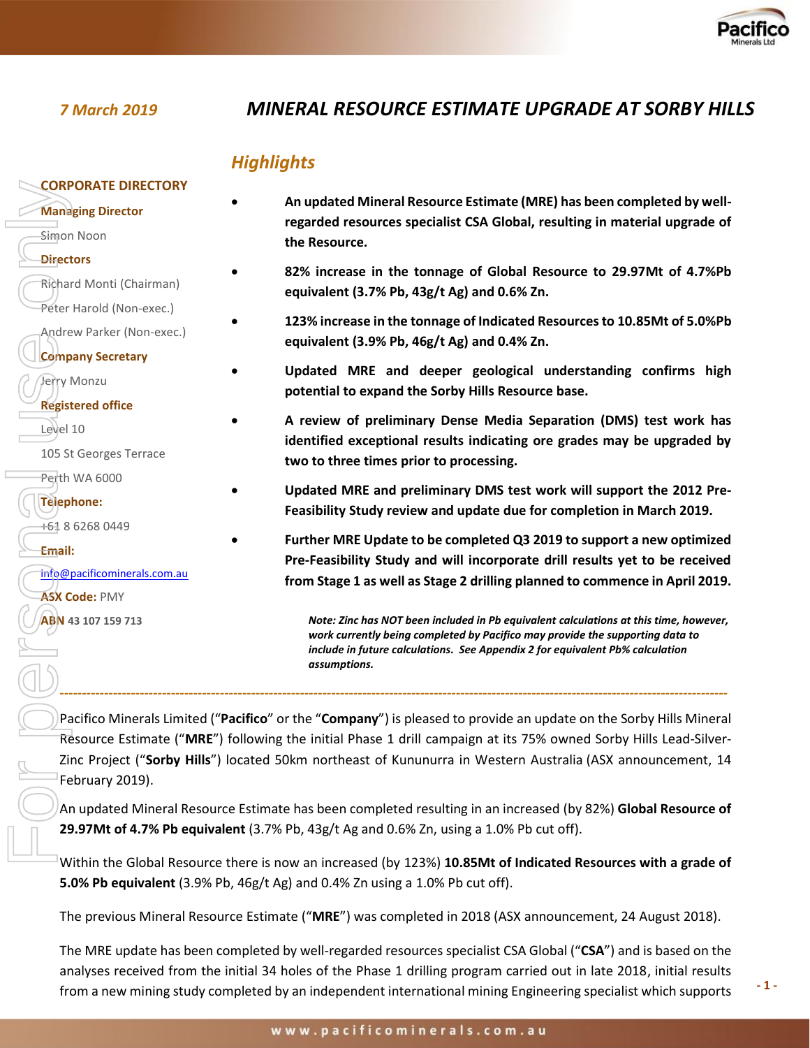*7 March 2019*

# *MINERAL RESOURCE ESTIMATE UPGRADE AT SORBY HILLS*

**CORPORATE DIRECTORY**

**Managing Director**

Simon Noon

**Directors**

Richard Monti (Chairman)

Peter Harold (Non-exec.)

Andrew Parker (Non-exec.)

**Company Secretary**

Jerry Monzu

**Registered office**

Level 10

105 St Georges Terrace

Perth WA 6000

**Telephone:**

+61 8 6268 0449

**Email:**

info@pacificominerals.com.au

**ASX Code:** PMY

**ABN** 43 107 159 713

## *Highlights*

- **An updated Mineral Resource Estimate (MRE) has been completed by well-regarded resources specialist CSA Global, resulting in material upgrade of the Resource.**
- **82% increase in the tonnage of Global Resource to 29.97Mt of 4.7%Pb equivalent (3.7% Pb, 43g/t Ag) and 0.6% Zn.**
- **123% increase in the tonnage of Indicated Resources to 10.85Mt of 5.0%Pb equivalent (3.9% Pb, 46g/t Ag) and 0.4% Zn.**
- **Updated MRE and deeper geological understanding confirms high potential to expand the Sorby Hills Resource base.**
- **A review of preliminary Dense Media Separation (DMS) test work has identified exceptional results indicating ore grades may be upgraded by two to three times prior to processing.**
- **Updated MRE and preliminary DMS test work will support the 2012 Pre-Feasibility Study review and update due for completion in March 2019.**
- **Further MRE Update to be completed Q3 2019 to support a new optimized Pre-Feasibility Study and will incorporate drill results yet to be received from Stage 1 as well as Stage 2 drilling planned to commence in April 2019.**

***Note: Zinc has NOT been included in Pb equivalent calculations at this time, however, work currently being completed by Pacifico may provide the supporting data to include in future calculations. See Appendix 2 for equivalent Pb% calculation assumptions.***

---

Pacifico Minerals Limited ("**Pacifico**" or the "**Company**") is pleased to provide an update on the Sorby Hills Mineral Resource Estimate ("**MRE**") following the initial Phase 1 drill campaign at its 75% owned Sorby Hills Lead-Silver-Zinc Project ("**Sorby Hills**") located 50km northeast of Kununurra in Western Australia (ASX announcement, 14 February 2019).

An updated Mineral Resource Estimate has been completed resulting in an increased (by 82%) **Global Resource of 29.97Mt of 4.7% Pb equivalent** (3.7% Pb, 43g/t Ag and 0.6% Zn, using a 1.0% Pb cut off).

Within the Global Resource there is now an increased (by 123%) **10.85Mt of Indicated Resources with a grade of 5.0% Pb equivalent** (3.9% Pb, 46g/t Ag) and 0.4% Zn using a 1.0% Pb cut off).

The previous Mineral Resource Estimate ("**MRE**") was completed in 2018 (ASX announcement, 24 August 2018).

The MRE update has been completed by well-regarded resources specialist CSA Global ("**CSA**") and is based on the analyses received from the initial 34 holes of the Phase 1 drilling program carried out in late 2018, initial results from a new mining study completed by an independent international mining Engineering specialist which supports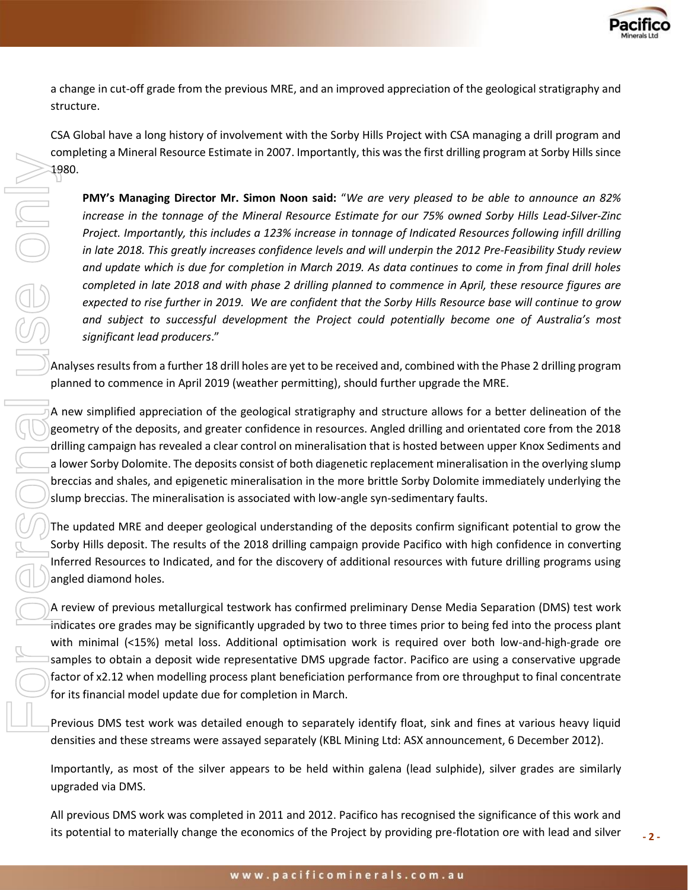a change in cut-off grade from the previous MRE, and an improved appreciation of the geological stratigraphy and structure.

CSA Global have a long history of involvement with the Sorby Hills Project with CSA managing a drill program and completing a Mineral Resource Estimate in 2007. Importantly, this was the first drilling program at Sorby Hills since 1980.

> **PMY's Managing Director Mr. Simon Noon said:** "*We are very pleased to be able to announce an 82% increase in the tonnage of the Mineral Resource Estimate for our 75% owned Sorby Hills Lead-Silver-Zinc Project. Importantly, this includes a 123% increase in tonnage of Indicated Resources following infill drilling in late 2018. This greatly increases confidence levels and will underpin the 2012 Pre-Feasibility Study review and update which is due for completion in March 2019. As data continues to come in from final drill holes completed in late 2018 and with phase 2 drilling planned to commence in April, these resource figures are expected to rise further in 2019. We are confident that the Sorby Hills Resource base will continue to grow and subject to successful development the Project could potentially become one of Australia's most significant lead producers*."

Analyses results from a further 18 drill holes are yet to be received and, combined with the Phase 2 drilling program planned to commence in April 2019 (weather permitting), should further upgrade the MRE.

A new simplified appreciation of the geological stratigraphy and structure allows for a better delineation of the geometry of the deposits, and greater confidence in resources. Angled drilling and orientated core from the 2018 drilling campaign has revealed a clear control on mineralisation that is hosted between upper Knox Sediments and a lower Sorby Dolomite. The deposits consist of both diagenetic replacement mineralisation in the overlying slump breccias and shales, and epigenetic mineralisation in the more brittle Sorby Dolomite immediately underlying the slump breccias. The mineralisation is associated with low-angle syn-sedimentary faults.

The updated MRE and deeper geological understanding of the deposits confirm significant potential to grow the Sorby Hills deposit. The results of the 2018 drilling campaign provide Pacifico with high confidence in converting Inferred Resources to Indicated, and for the discovery of additional resources with future drilling programs using angled diamond holes.

A review of previous metallurgical testwork has confirmed preliminary Dense Media Separation (DMS) test work indicates ore grades may be significantly upgraded by two to three times prior to being fed into the process plant with minimal (<15%) metal loss. Additional optimisation work is required over both low-and-high-grade ore samples to obtain a deposit wide representative DMS upgrade factor. Pacifico are using a conservative upgrade factor of x2.12 when modelling process plant beneficiation performance from ore throughput to final concentrate for its financial model update due for completion in March.

Previous DMS test work was detailed enough to separately identify float, sink and fines at various heavy liquid densities and these streams were assayed separately (KBL Mining Ltd: ASX announcement, 6 December 2012).

Importantly, as most of the silver appears to be held within galena (lead sulphide), silver grades are similarly upgraded via DMS.

All previous DMS work was completed in 2011 and 2012. Pacifico has recognised the significance of this work and its potential to materially change the economics of the Project by providing pre-flotation ore with lead and silver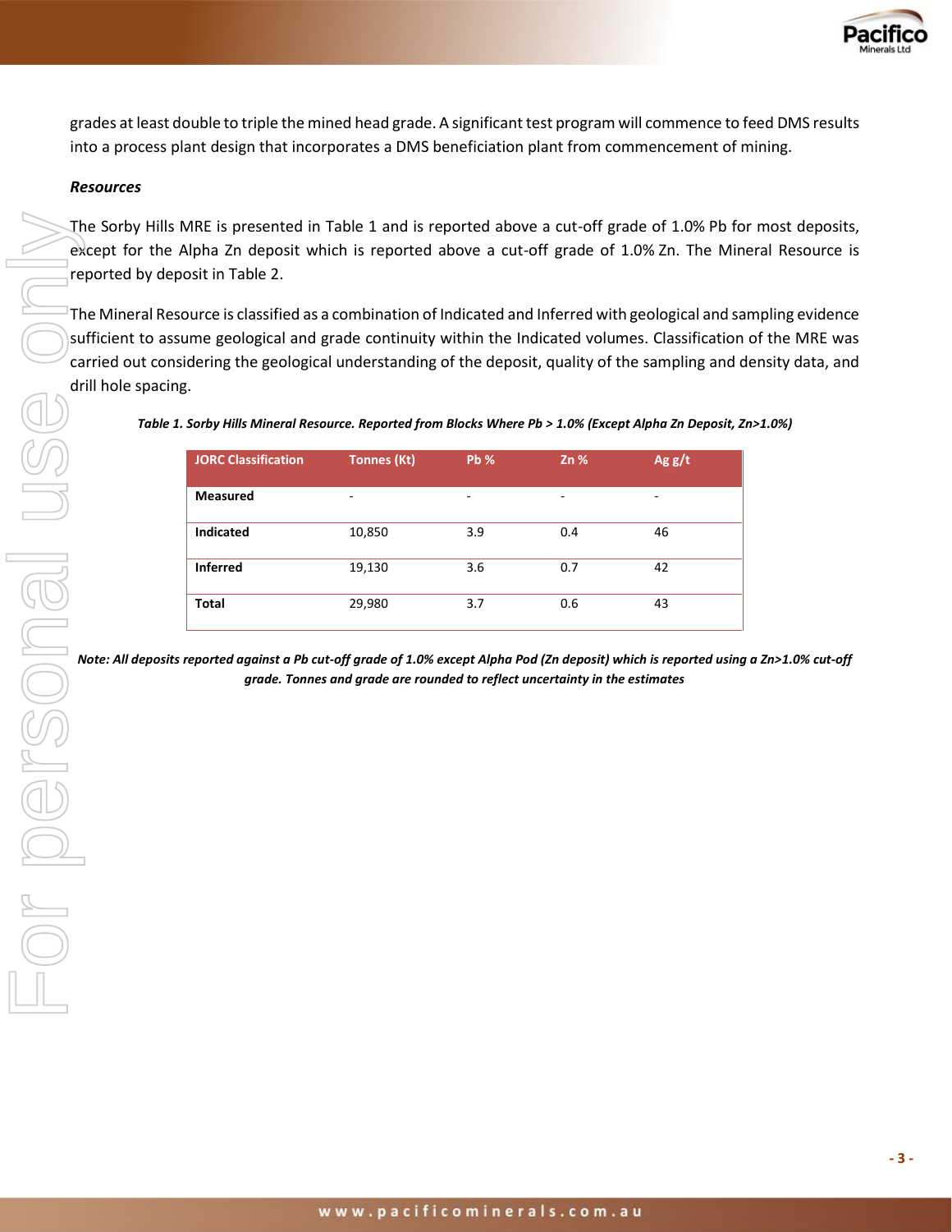grades at least double to triple the mined head grade. A significant test program will commence to feed DMS results into a process plant design that incorporates a DMS beneficiation plant from commencement of mining.

### *Resources*

The Sorby Hills MRE is presented in Table 1 and is reported above a cut-off grade of 1.0% Pb for most deposits, except for the Alpha Zn deposit which is reported above a cut-off grade of 1.0% Zn. The Mineral Resource is reported by deposit in Table 2.

The Mineral Resource is classified as a combination of Indicated and Inferred with geological and sampling evidence sufficient to assume geological and grade continuity within the Indicated volumes. Classification of the MRE was carried out considering the geological understanding of the deposit, quality of the sampling and density data, and drill hole spacing.

***Table 1. Sorby Hills Mineral Resource. Reported from Blocks Where Pb > 1.0% (Except Alpha Zn Deposit, Zn>1.0%)***

| JORC Classification | Tonnes (Kt) | Pb % | Zn % | Ag g/t |
|---|---|---|---|---|
| **Measured** | - | - | - | - |
| **Indicated** | 10,850 | 3.9 | 0.4 | 46 |
| **Inferred** | 19,130 | 3.6 | 0.7 | 42 |
| **Total** | 29,980 | 3.7 | 0.6 | 43 |

***Note: All deposits reported against a Pb cut-off grade of 1.0% except Alpha Pod (Zn deposit) which is reported using a Zn>1.0% cut-off grade. Tonnes and grade are rounded to reflect uncertainty in the estimates***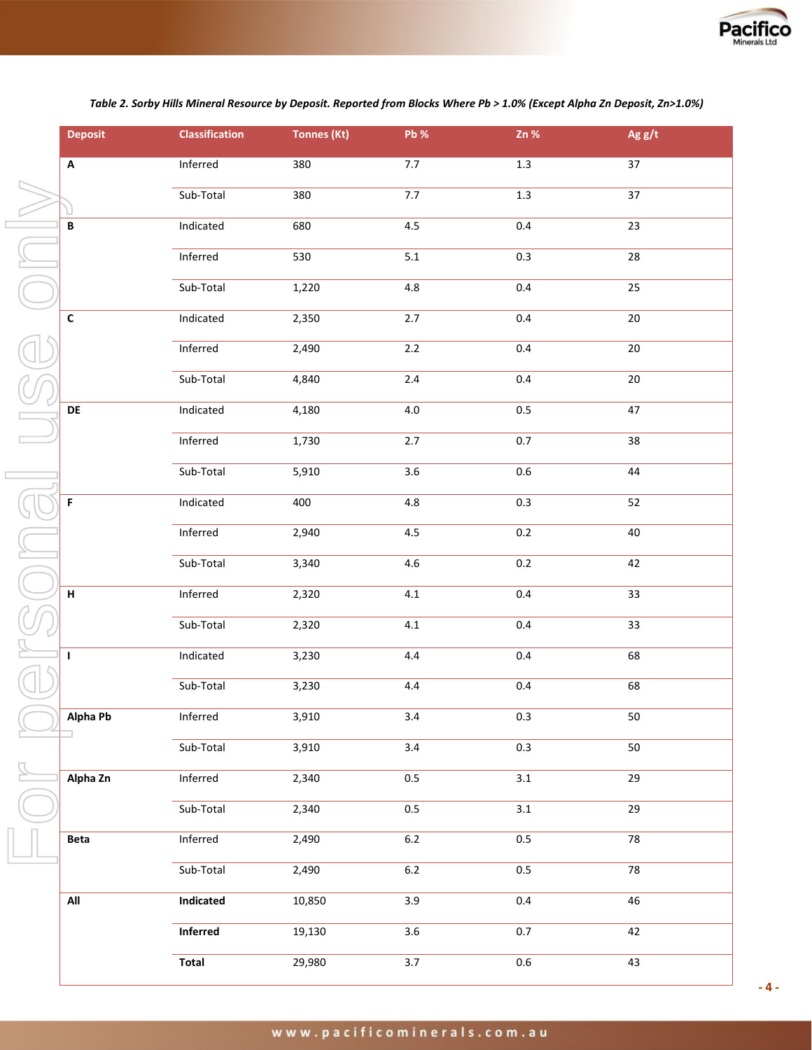*Table 2. Sorby Hills Mineral Resource by Deposit. Reported from Blocks Where Pb > 1.0% (Except Alpha Zn Deposit, Zn>1.0%)*

| Deposit | Classification | Tonnes (Kt) | Pb % | Zn % | Ag g/t |
|---|---|---|---|---|---|
| **A** | Inferred | 380 | 7.7 | 1.3 | 37 |
| | Sub-Total | 380 | 7.7 | 1.3 | 37 |
| **B** | Indicated | 680 | 4.5 | 0.4 | 23 |
| | Inferred | 530 | 5.1 | 0.3 | 28 |
| | Sub-Total | 1,220 | 4.8 | 0.4 | 25 |
| **C** | Indicated | 2,350 | 2.7 | 0.4 | 20 |
| | Inferred | 2,490 | 2.2 | 0.4 | 20 |
| | Sub-Total | 4,840 | 2.4 | 0.4 | 20 |
| **DE** | Indicated | 4,180 | 4.0 | 0.5 | 47 |
| | Inferred | 1,730 | 2.7 | 0.7 | 38 |
| | Sub-Total | 5,910 | 3.6 | 0.6 | 44 |
| **F** | Indicated | 400 | 4.8 | 0.3 | 52 |
| | Inferred | 2,940 | 4.5 | 0.2 | 40 |
| | Sub-Total | 3,340 | 4.6 | 0.2 | 42 |
| **H** | Inferred | 2,320 | 4.1 | 0.4 | 33 |
| | Sub-Total | 2,320 | 4.1 | 0.4 | 33 |
| **I** | Indicated | 3,230 | 4.4 | 0.4 | 68 |
| | Sub-Total | 3,230 | 4.4 | 0.4 | 68 |
| **Alpha Pb** | Inferred | 3,910 | 3.4 | 0.3 | 50 |
| | Sub-Total | 3,910 | 3.4 | 0.3 | 50 |
| **Alpha Zn** | Inferred | 2,340 | 0.5 | 3.1 | 29 |
| | Sub-Total | 2,340 | 0.5 | 3.1 | 29 |
| **Beta** | Inferred | 2,490 | 6.2 | 0.5 | 78 |
| | Sub-Total | 2,490 | 6.2 | 0.5 | 78 |
| **All** | **Indicated** | 10,850 | 3.9 | 0.4 | 46 |
| | **Inferred** | 19,130 | 3.6 | 0.7 | 42 |
| | **Total** | 29,980 | 3.7 | 0.6 | 43 |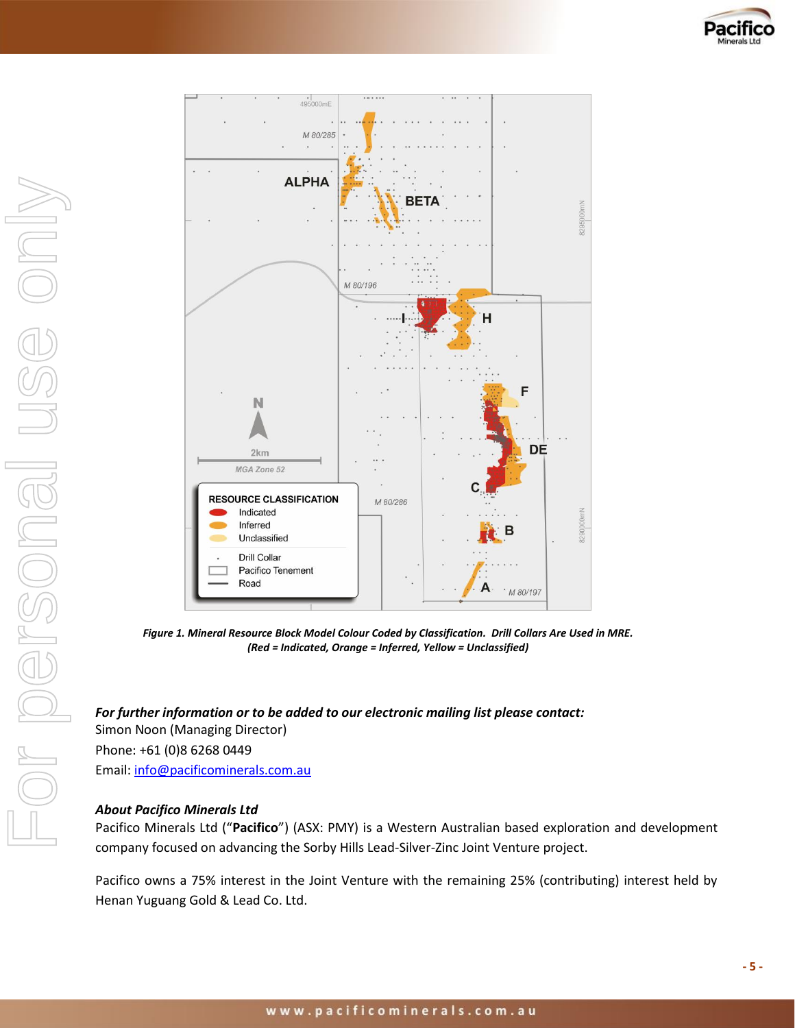*Figure 1. Mineral Resource Block Model Colour Coded by Classification. Drill Collars Are Used in MRE. (Red = Indicated, Orange = Inferred, Yellow = Unclassified)*

***For further information or to be added to our electronic mailing list please contact:***
Simon Noon (Managing Director)
Phone: +61 (0)8 6268 0449
Email: info@pacificominerals.com.au

***About Pacifico Minerals Ltd***

Pacifico Minerals Ltd ("**Pacifico**") (ASX: PMY) is a Western Australian based exploration and development company focused on advancing the Sorby Hills Lead-Silver-Zinc Joint Venture project.

Pacifico owns a 75% interest in the Joint Venture with the remaining 25% (contributing) interest held by Henan Yuguang Gold & Lead Co. Ltd.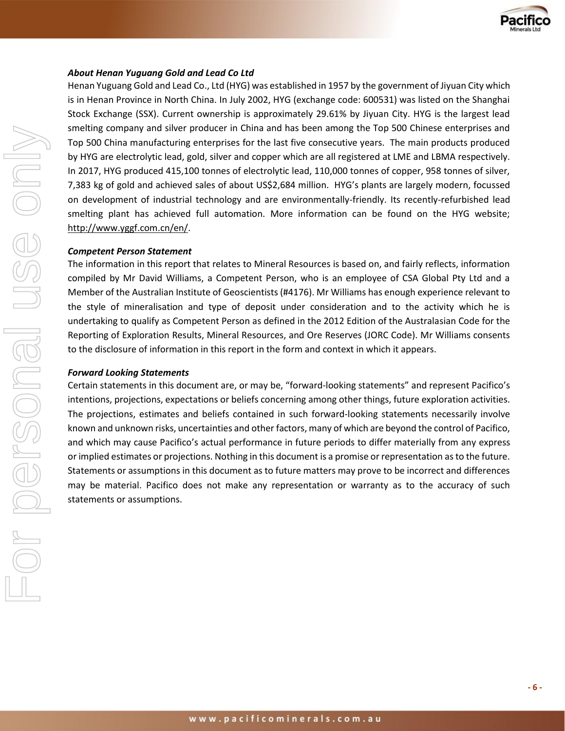***About Henan Yuguang Gold and Lead Co Ltd***

Henan Yuguang Gold and Lead Co., Ltd (HYG) was established in 1957 by the government of Jiyuan City which is in Henan Province in North China. In July 2002, HYG (exchange code: 600531) was listed on the Shanghai Stock Exchange (SSX). Current ownership is approximately 29.61% by Jiyuan City. HYG is the largest lead smelting company and silver producer in China and has been among the Top 500 Chinese enterprises and Top 500 China manufacturing enterprises for the last five consecutive years. The main products produced by HYG are electrolytic lead, gold, silver and copper which are all registered at LME and LBMA respectively. In 2017, HYG produced 415,100 tonnes of electrolytic lead, 110,000 tonnes of copper, 958 tonnes of silver, 7,383 kg of gold and achieved sales of about US$2,684 million. HYG's plants are largely modern, focussed on development of industrial technology and are environmentally-friendly. Its recently-refurbished lead smelting plant has achieved full automation. More information can be found on the HYG website; http://www.yggf.com.cn/en/.

***Competent Person Statement***

The information in this report that relates to Mineral Resources is based on, and fairly reflects, information compiled by Mr David Williams, a Competent Person, who is an employee of CSA Global Pty Ltd and a Member of the Australian Institute of Geoscientists (#4176). Mr Williams has enough experience relevant to the style of mineralisation and type of deposit under consideration and to the activity which he is undertaking to qualify as Competent Person as defined in the 2012 Edition of the Australasian Code for the Reporting of Exploration Results, Mineral Resources, and Ore Reserves (JORC Code). Mr Williams consents to the disclosure of information in this report in the form and context in which it appears.

***Forward Looking Statements***

Certain statements in this document are, or may be, "forward-looking statements" and represent Pacifico's intentions, projections, expectations or beliefs concerning among other things, future exploration activities. The projections, estimates and beliefs contained in such forward-looking statements necessarily involve known and unknown risks, uncertainties and other factors, many of which are beyond the control of Pacifico, and which may cause Pacifico's actual performance in future periods to differ materially from any express or implied estimates or projections. Nothing in this document is a promise or representation as to the future. Statements or assumptions in this document as to future matters may prove to be incorrect and differences may be material. Pacifico does not make any representation or warranty as to the accuracy of such statements or assumptions.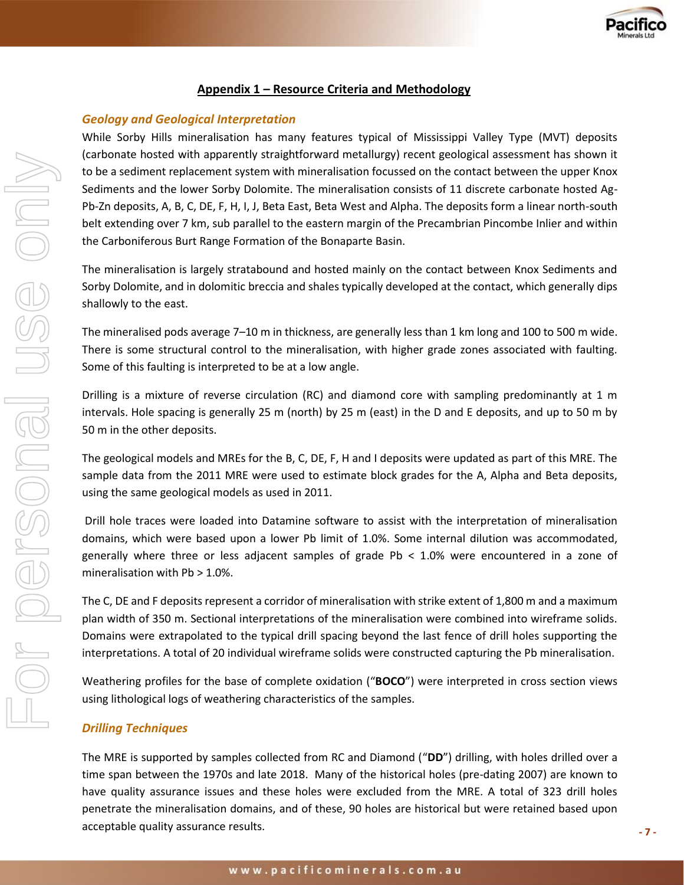## Appendix 1 – Resource Criteria and Methodology

### *Geology and Geological Interpretation*

While Sorby Hills mineralisation has many features typical of Mississippi Valley Type (MVT) deposits (carbonate hosted with apparently straightforward metallurgy) recent geological assessment has shown it to be a sediment replacement system with mineralisation focussed on the contact between the upper Knox Sediments and the lower Sorby Dolomite. The mineralisation consists of 11 discrete carbonate hosted Ag-Pb-Zn deposits, A, B, C, DE, F, H, I, J, Beta East, Beta West and Alpha. The deposits form a linear north-south belt extending over 7 km, sub parallel to the eastern margin of the Precambrian Pincombe Inlier and within the Carboniferous Burt Range Formation of the Bonaparte Basin.

The mineralisation is largely stratabound and hosted mainly on the contact between Knox Sediments and Sorby Dolomite, and in dolomitic breccia and shales typically developed at the contact, which generally dips shallowly to the east.

The mineralised pods average 7–10 m in thickness, are generally less than 1 km long and 100 to 500 m wide. There is some structural control to the mineralisation, with higher grade zones associated with faulting. Some of this faulting is interpreted to be at a low angle.

Drilling is a mixture of reverse circulation (RC) and diamond core with sampling predominantly at 1 m intervals. Hole spacing is generally 25 m (north) by 25 m (east) in the D and E deposits, and up to 50 m by 50 m in the other deposits.

The geological models and MREs for the B, C, DE, F, H and I deposits were updated as part of this MRE. The sample data from the 2011 MRE were used to estimate block grades for the A, Alpha and Beta deposits, using the same geological models as used in 2011.

Drill hole traces were loaded into Datamine software to assist with the interpretation of mineralisation domains, which were based upon a lower Pb limit of 1.0%. Some internal dilution was accommodated, generally where three or less adjacent samples of grade Pb < 1.0% were encountered in a zone of mineralisation with Pb > 1.0%.

The C, DE and F deposits represent a corridor of mineralisation with strike extent of 1,800 m and a maximum plan width of 350 m. Sectional interpretations of the mineralisation were combined into wireframe solids. Domains were extrapolated to the typical drill spacing beyond the last fence of drill holes supporting the interpretations. A total of 20 individual wireframe solids were constructed capturing the Pb mineralisation.

Weathering profiles for the base of complete oxidation ("**BOCO**") were interpreted in cross section views using lithological logs of weathering characteristics of the samples.

### *Drilling Techniques*

The MRE is supported by samples collected from RC and Diamond ("**DD**") drilling, with holes drilled over a time span between the 1970s and late 2018. Many of the historical holes (pre-dating 2007) are known to have quality assurance issues and these holes were excluded from the MRE. A total of 323 drill holes penetrate the mineralisation domains, and of these, 90 holes are historical but were retained based upon acceptable quality assurance results.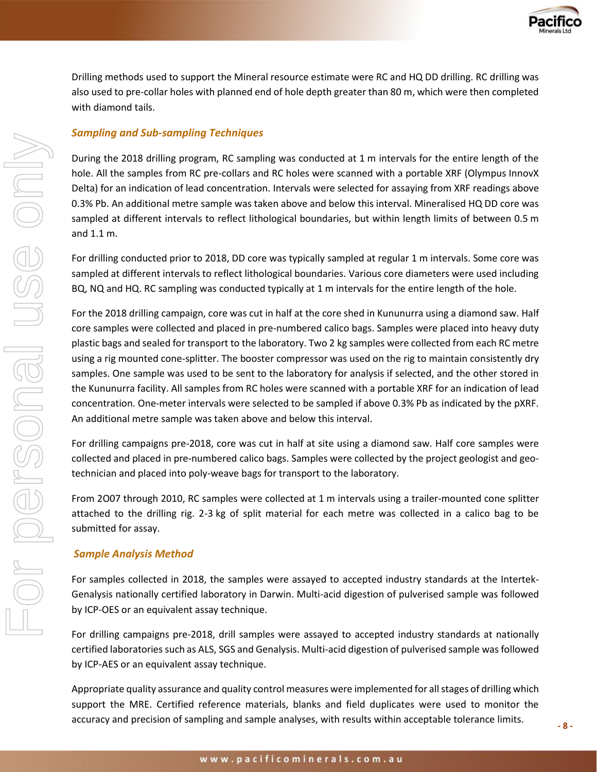Drilling methods used to support the Mineral resource estimate were RC and HQ DD drilling. RC drilling was also used to pre-collar holes with planned end of hole depth greater than 80 m, which were then completed with diamond tails.

### *Sampling and Sub-sampling Techniques*

During the 2018 drilling program, RC sampling was conducted at 1 m intervals for the entire length of the hole. All the samples from RC pre-collars and RC holes were scanned with a portable XRF (Olympus InnovX Delta) for an indication of lead concentration. Intervals were selected for assaying from XRF readings above 0.3% Pb. An additional metre sample was taken above and below this interval. Mineralised HQ DD core was sampled at different intervals to reflect lithological boundaries, but within length limits of between 0.5 m and 1.1 m.

For drilling conducted prior to 2018, DD core was typically sampled at regular 1 m intervals. Some core was sampled at different intervals to reflect lithological boundaries. Various core diameters were used including BQ, NQ and HQ. RC sampling was conducted typically at 1 m intervals for the entire length of the hole.

For the 2018 drilling campaign, core was cut in half at the core shed in Kununurra using a diamond saw. Half core samples were collected and placed in pre-numbered calico bags. Samples were placed into heavy duty plastic bags and sealed for transport to the laboratory. Two 2 kg samples were collected from each RC metre using a rig mounted cone-splitter. The booster compressor was used on the rig to maintain consistently dry samples. One sample was used to be sent to the laboratory for analysis if selected, and the other stored in the Kununurra facility. All samples from RC holes were scanned with a portable XRF for an indication of lead concentration. One-meter intervals were selected to be sampled if above 0.3% Pb as indicated by the pXRF. An additional metre sample was taken above and below this interval.

For drilling campaigns pre-2018, core was cut in half at site using a diamond saw. Half core samples were collected and placed in pre-numbered calico bags. Samples were collected by the project geologist and geo-technician and placed into poly-weave bags for transport to the laboratory.

From 2O07 through 2010, RC samples were collected at 1 m intervals using a trailer-mounted cone splitter attached to the drilling rig. 2-3 kg of split material for each metre was collected in a calico bag to be submitted for assay.

### *Sample Analysis Method*

For samples collected in 2018, the samples were assayed to accepted industry standards at the Intertek-Genalysis nationally certified laboratory in Darwin. Multi-acid digestion of pulverised sample was followed by ICP-OES or an equivalent assay technique.

For drilling campaigns pre-2018, drill samples were assayed to accepted industry standards at nationally certified laboratories such as ALS, SGS and Genalysis. Multi-acid digestion of pulverised sample was followed by ICP-AES or an equivalent assay technique.

Appropriate quality assurance and quality control measures were implemented for all stages of drilling which support the MRE. Certified reference materials, blanks and field duplicates were used to monitor the accuracy and precision of sampling and sample analyses, with results within acceptable tolerance limits.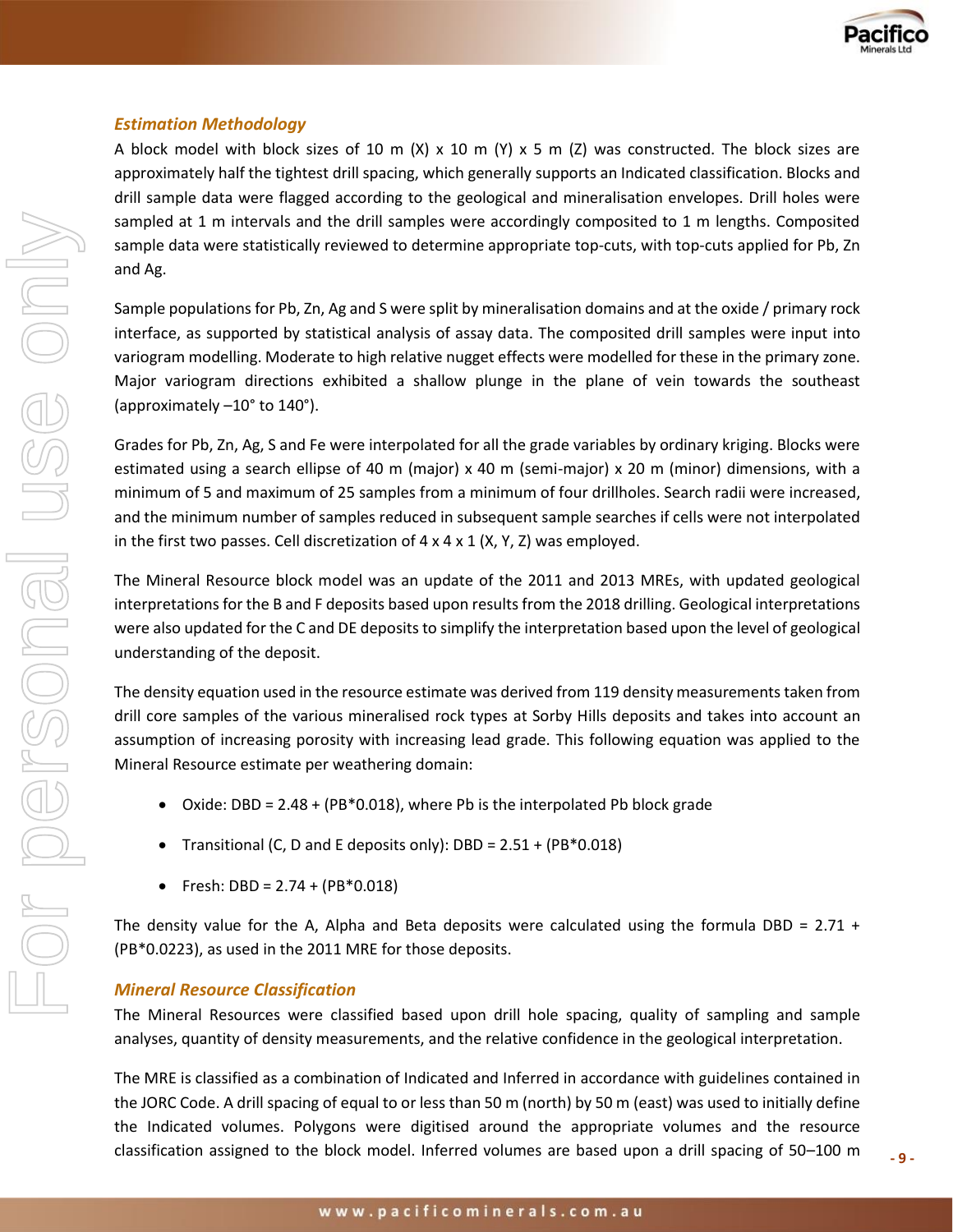### *Estimation Methodology*

A block model with block sizes of 10 m (X) x 10 m (Y) x 5 m (Z) was constructed. The block sizes are approximately half the tightest drill spacing, which generally supports an Indicated classification. Blocks and drill sample data were flagged according to the geological and mineralisation envelopes. Drill holes were sampled at 1 m intervals and the drill samples were accordingly composited to 1 m lengths. Composited sample data were statistically reviewed to determine appropriate top-cuts, with top-cuts applied for Pb, Zn and Ag.

Sample populations for Pb, Zn, Ag and S were split by mineralisation domains and at the oxide / primary rock interface, as supported by statistical analysis of assay data. The composited drill samples were input into variogram modelling. Moderate to high relative nugget effects were modelled for these in the primary zone. Major variogram directions exhibited a shallow plunge in the plane of vein towards the southeast (approximately –10° to 140°).

Grades for Pb, Zn, Ag, S and Fe were interpolated for all the grade variables by ordinary kriging. Blocks were estimated using a search ellipse of 40 m (major) x 40 m (semi-major) x 20 m (minor) dimensions, with a minimum of 5 and maximum of 25 samples from a minimum of four drillholes. Search radii were increased, and the minimum number of samples reduced in subsequent sample searches if cells were not interpolated in the first two passes. Cell discretization of 4 x 4 x 1 (X, Y, Z) was employed.

The Mineral Resource block model was an update of the 2011 and 2013 MREs, with updated geological interpretations for the B and F deposits based upon results from the 2018 drilling. Geological interpretations were also updated for the C and DE deposits to simplify the interpretation based upon the level of geological understanding of the deposit.

The density equation used in the resource estimate was derived from 119 density measurements taken from drill core samples of the various mineralised rock types at Sorby Hills deposits and takes into account an assumption of increasing porosity with increasing lead grade. This following equation was applied to the Mineral Resource estimate per weathering domain:

- Oxide: DBD = 2.48 + (PB*0.018), where Pb is the interpolated Pb block grade
- Transitional (C, D and E deposits only): DBD = 2.51 + (PB*0.018)
- Fresh: DBD = 2.74 + (PB*0.018)

The density value for the A, Alpha and Beta deposits were calculated using the formula DBD = 2.71 + (PB*0.0223), as used in the 2011 MRE for those deposits.

### *Mineral Resource Classification*

The Mineral Resources were classified based upon drill hole spacing, quality of sampling and sample analyses, quantity of density measurements, and the relative confidence in the geological interpretation.

The MRE is classified as a combination of Indicated and Inferred in accordance with guidelines contained in the JORC Code. A drill spacing of equal to or less than 50 m (north) by 50 m (east) was used to initially define the Indicated volumes. Polygons were digitised around the appropriate volumes and the resource classification assigned to the block model. Inferred volumes are based upon a drill spacing of 50–100 m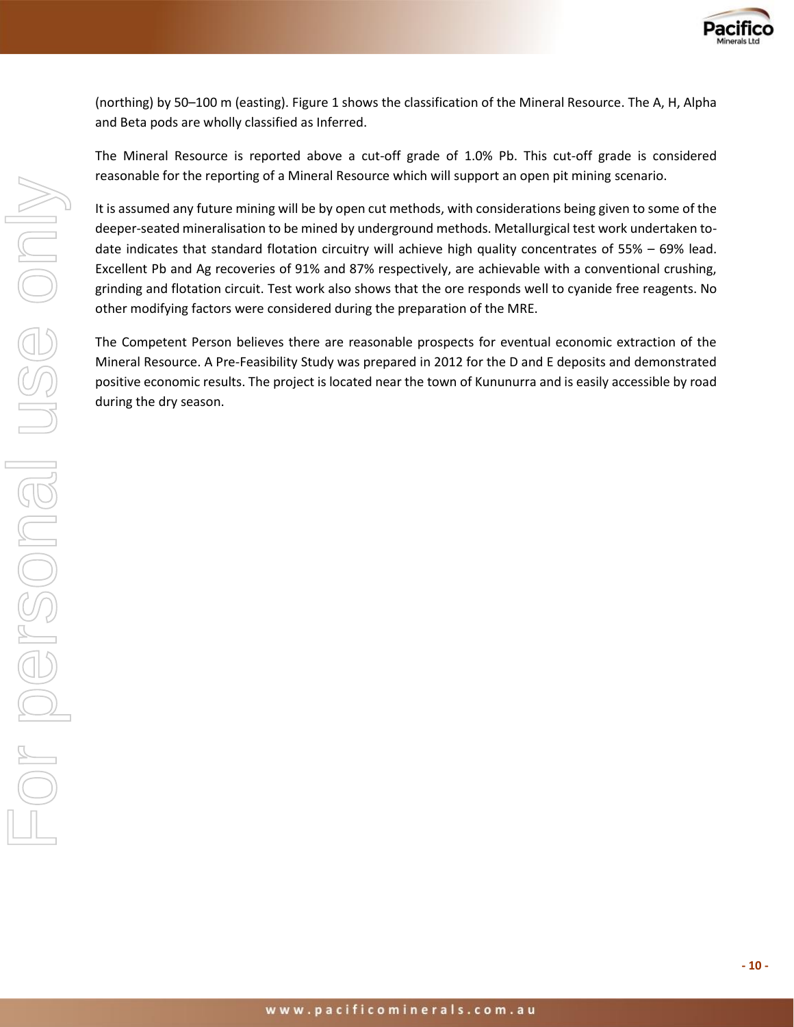(northing) by 50–100 m (easting). Figure 1 shows the classification of the Mineral Resource. The A, H, Alpha and Beta pods are wholly classified as Inferred.

The Mineral Resource is reported above a cut-off grade of 1.0% Pb. This cut-off grade is considered reasonable for the reporting of a Mineral Resource which will support an open pit mining scenario.

It is assumed any future mining will be by open cut methods, with considerations being given to some of the deeper-seated mineralisation to be mined by underground methods. Metallurgical test work undertaken to-date indicates that standard flotation circuitry will achieve high quality concentrates of 55% – 69% lead. Excellent Pb and Ag recoveries of 91% and 87% respectively, are achievable with a conventional crushing, grinding and flotation circuit. Test work also shows that the ore responds well to cyanide free reagents. No other modifying factors were considered during the preparation of the MRE.

The Competent Person believes there are reasonable prospects for eventual economic extraction of the Mineral Resource. A Pre-Feasibility Study was prepared in 2012 for the D and E deposits and demonstrated positive economic results. The project is located near the town of Kununurra and is easily accessible by road during the dry season.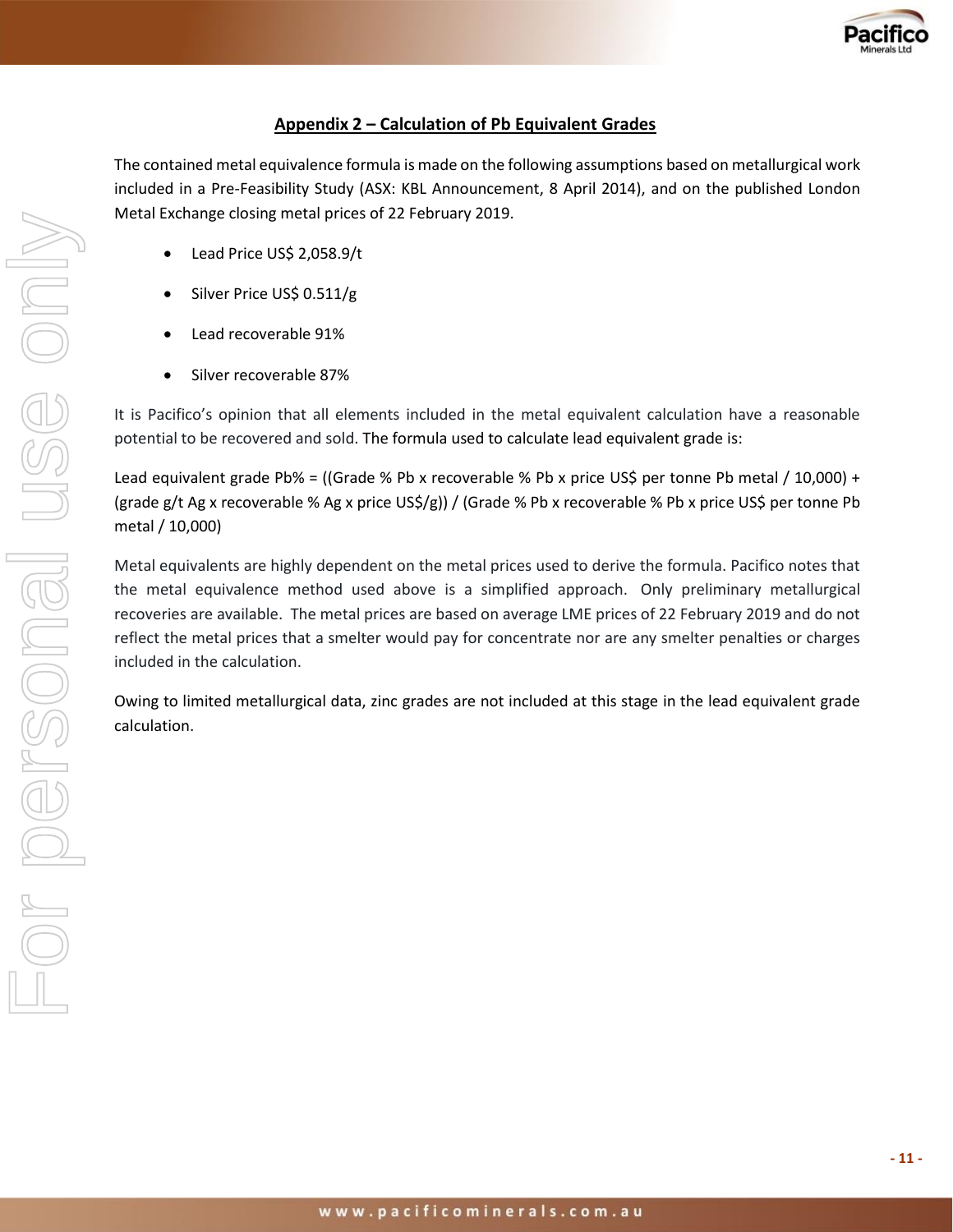## Appendix 2 – Calculation of Pb Equivalent Grades

The contained metal equivalence formula is made on the following assumptions based on metallurgical work included in a Pre-Feasibility Study (ASX: KBL Announcement, 8 April 2014), and on the published London Metal Exchange closing metal prices of 22 February 2019.

- Lead Price US$ 2,058.9/t
- Silver Price US$ 0.511/g
- Lead recoverable 91%
- Silver recoverable 87%

It is Pacifico's opinion that all elements included in the metal equivalent calculation have a reasonable potential to be recovered and sold. The formula used to calculate lead equivalent grade is:

Lead equivalent grade Pb% = ((Grade % Pb x recoverable % Pb x price US$ per tonne Pb metal / 10,000) + (grade g/t Ag x recoverable % Ag x price US$/g)) / (Grade % Pb x recoverable % Pb x price US$ per tonne Pb metal / 10,000)

Metal equivalents are highly dependent on the metal prices used to derive the formula. Pacifico notes that the metal equivalence method used above is a simplified approach. Only preliminary metallurgical recoveries are available. The metal prices are based on average LME prices of 22 February 2019 and do not reflect the metal prices that a smelter would pay for concentrate nor are any smelter penalties or charges included in the calculation.

Owing to limited metallurgical data, zinc grades are not included at this stage in the lead equivalent grade calculation.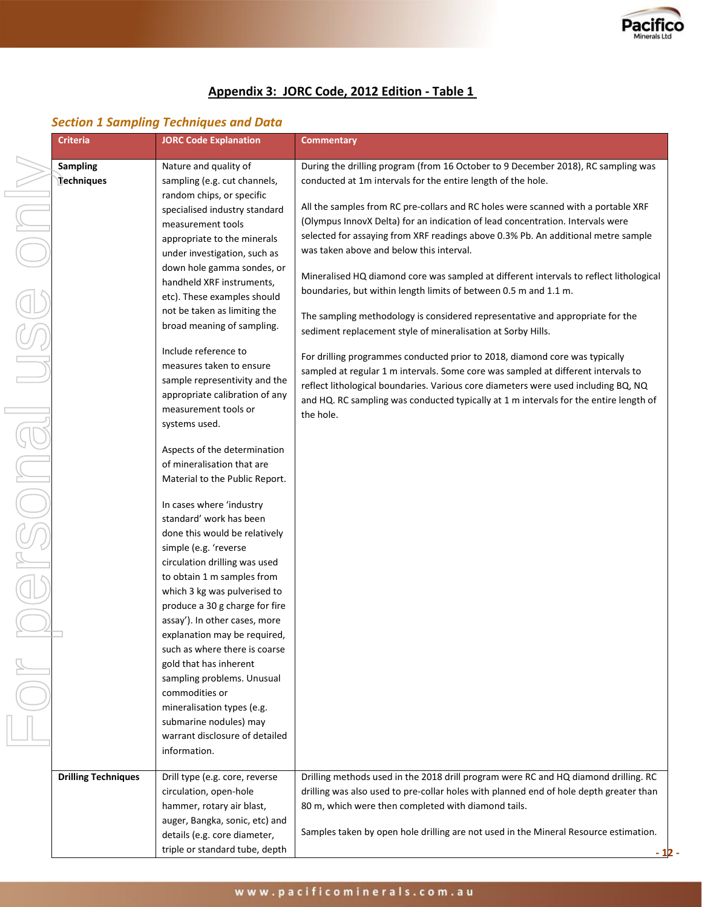## Appendix 3: JORC Code, 2012 Edition - Table 1

### *Section 1 Sampling Techniques and Data*

| Criteria | JORC Code Explanation | Commentary |
|---|---|---|
| **Sampling Techniques** | Nature and quality of sampling (e.g. cut channels, random chips, or specific specialised industry standard measurement tools appropriate to the minerals under investigation, such as down hole gamma sondes, or handheld XRF instruments, etc). These examples should not be taken as limiting the broad meaning of sampling.<br><br>Include reference to measures taken to ensure sample representivity and the appropriate calibration of any measurement tools or systems used.<br><br>Aspects of the determination of mineralisation that are Material to the Public Report.<br><br>In cases where 'industry standard' work has been done this would be relatively simple (e.g. 'reverse circulation drilling was used to obtain 1 m samples from which 3 kg was pulverised to produce a 30 g charge for fire assay'). In other cases, more explanation may be required, such as where there is coarse gold that has inherent sampling problems. Unusual commodities or mineralisation types (e.g. submarine nodules) may warrant disclosure of detailed information. | During the drilling program (from 16 October to 9 December 2018), RC sampling was conducted at 1m intervals for the entire length of the hole.<br><br>All the samples from RC pre-collars and RC holes were scanned with a portable XRF (Olympus InnovX Delta) for an indication of lead concentration. Intervals were selected for assaying from XRF readings above 0.3% Pb. An additional metre sample was taken above and below this interval.<br><br>Mineralised HQ diamond core was sampled at different intervals to reflect lithological boundaries, but within length limits of between 0.5 m and 1.1 m.<br><br>The sampling methodology is considered representative and appropriate for the sediment replacement style of mineralisation at Sorby Hills.<br><br>For drilling programmes conducted prior to 2018, diamond core was typically sampled at regular 1 m intervals. Some core was sampled at different intervals to reflect lithological boundaries. Various core diameters were used including BQ, NQ and HQ. RC sampling was conducted typically at 1 m intervals for the entire length of the hole. |
| **Drilling Techniques** | Drill type (e.g. core, reverse circulation, open-hole hammer, rotary air blast, auger, Bangka, sonic, etc) and details (e.g. core diameter, triple or standard tube, depth | Drilling methods used in the 2018 drill program were RC and HQ diamond drilling. RC drilling was also used to pre-collar holes with planned end of hole depth greater than 80 m, which were then completed with diamond tails.<br><br>Samples taken by open hole drilling are not used in the Mineral Resource estimation. |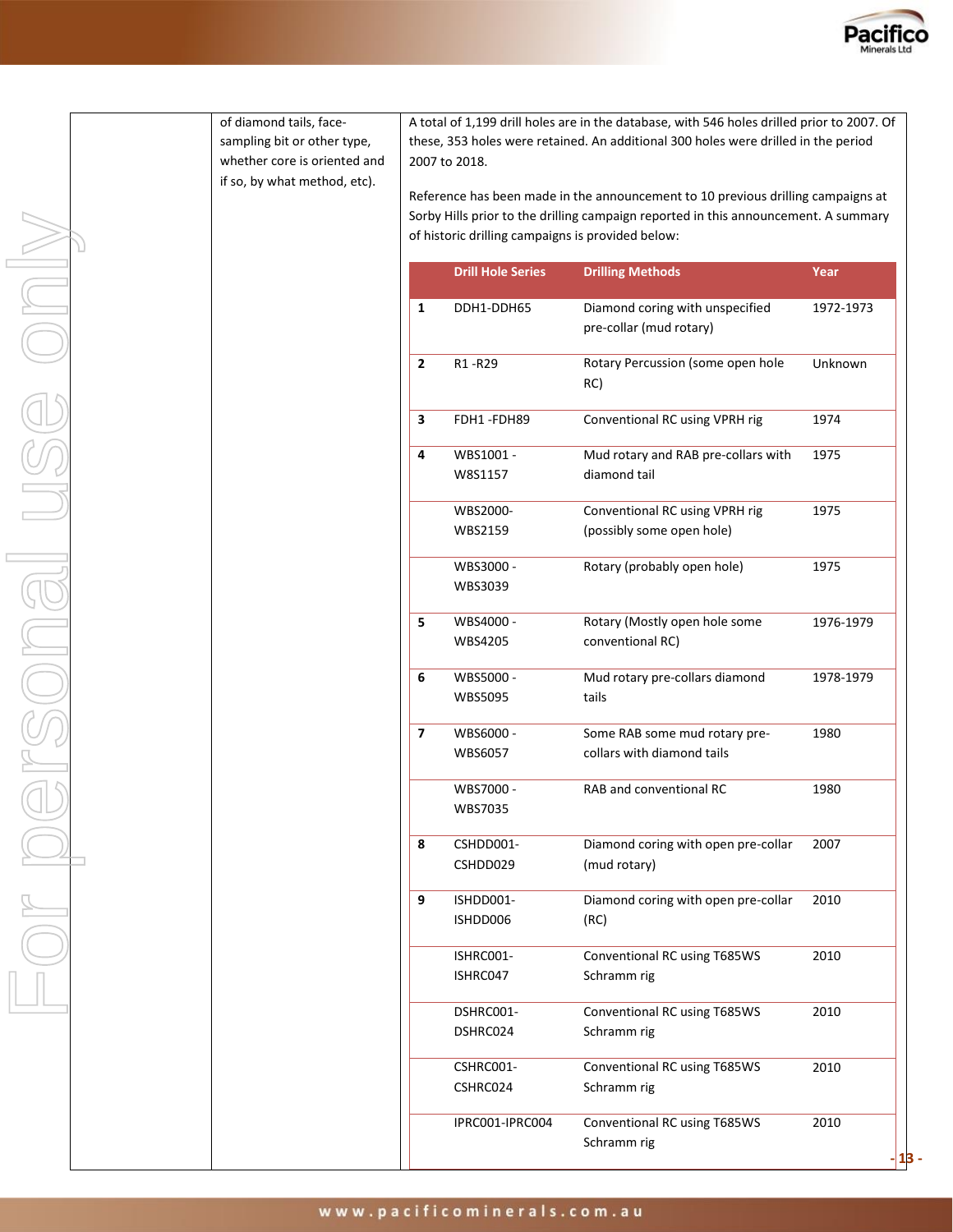| | of diamond tails, face-sampling bit or other type, whether core is oriented and if so, by what method, etc). | A total of 1,199 drill holes are in the database, with 546 holes drilled prior to 2007. Of these, 353 holes were retained. An additional 300 holes were drilled in the period 2007 to 2018.<br><br>Reference has been made in the announcement to 10 previous drilling campaigns at Sorby Hills prior to the drilling campaign reported in this announcement. A summary of historic drilling campaigns is provided below: |
|---|---|---|

| | Drill Hole Series | Drilling Methods | Year |
|---|---|---|---|
| 1 | DDH1-DDH65 | Diamond coring with unspecified pre-collar (mud rotary) | 1972-1973 |
| 2 | R1 -R29 | Rotary Percussion (some open hole RC) | Unknown |
| 3 | FDH1 -FDH89 | Conventional RC using VPRH rig | 1974 |
| 4 | WBS1001 - W8S1157 | Mud rotary and RAB pre-collars with diamond tail | 1975 |
| | WBS2000-WBS2159 | Conventional RC using VPRH rig (possibly some open hole) | 1975 |
| | WBS3000 - WBS3039 | Rotary (probably open hole) | 1975 |
| 5 | WBS4000 - WBS4205 | Rotary (Mostly open hole some conventional RC) | 1976-1979 |
| 6 | WBS5000 - WBS5095 | Mud rotary pre-collars diamond tails | 1978-1979 |
| 7 | WBS6000 - WBS6057 | Some RAB some mud rotary pre-collars with diamond tails | 1980 |
| | WBS7000 - WBS7035 | RAB and conventional RC | 1980 |
| 8 | CSHDD001-CSHDD029 | Diamond coring with open pre-collar (mud rotary) | 2007 |
| 9 | ISHDD001-ISHDD006 | Diamond coring with open pre-collar (RC) | 2010 |
| | ISHRC001-ISHRC047 | Conventional RC using T685WS Schramm rig | 2010 |
| | DSHRC001-DSHRC024 | Conventional RC using T685WS Schramm rig | 2010 |
| | CSHRC001-CSHRC024 | Conventional RC using T685WS Schramm rig | 2010 |
| | IPRC001-IPRC004 | Conventional RC using T685WS Schramm rig | 2010 |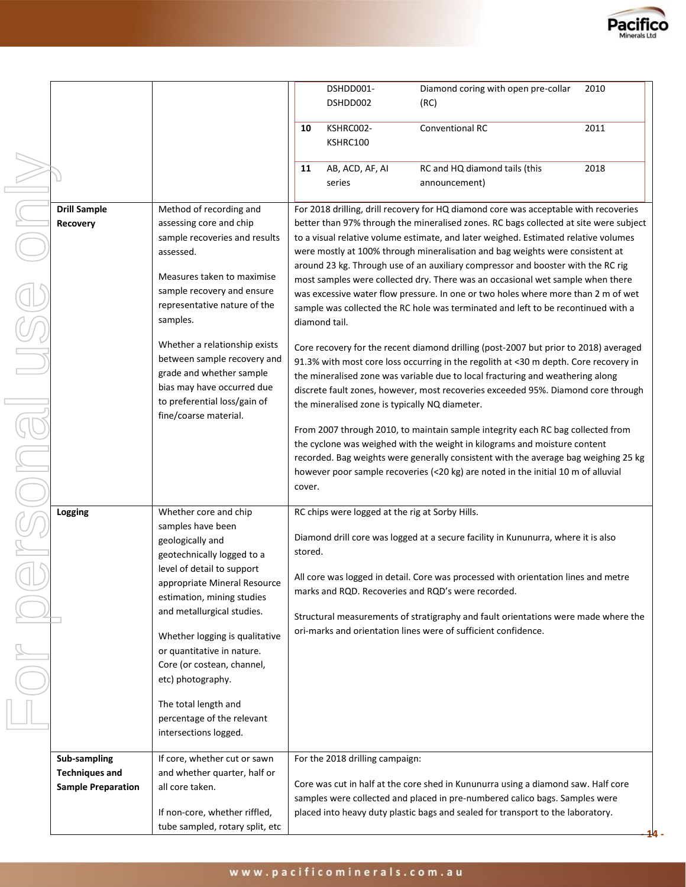| | | | | | |
|---|---|---|---|---|---|
| | | | DSHDD001-DSHDD002 | Diamond coring with open pre-collar (RC) | 2010 |
| | | 10 | KSHRC002-KSHRC100 | Conventional RC | 2011 |
| | | 11 | AB, ACD, AF, AI series | RC and HQ diamond tails (this announcement) | 2018 |

| | | |
|---|---|---|
| **Drill Sample Recovery** | Method of recording and assessing core and chip sample recoveries and results assessed.<br><br>Measures taken to maximise sample recovery and ensure representative nature of the samples.<br><br>Whether a relationship exists between sample recovery and grade and whether sample bias may have occurred due to preferential loss/gain of fine/coarse material. | For 2018 drilling, drill recovery for HQ diamond core was acceptable with recoveries better than 97% through the mineralised zones. RC bags collected at site were subject to a visual relative volume estimate, and later weighed. Estimated relative volumes were mostly at 100% through mineralisation and bag weights were consistent at around 23 kg. Through use of an auxiliary compressor and booster with the RC rig most samples were collected dry. There was an occasional wet sample when there was excessive water flow pressure. In one or two holes where more than 2 m of wet sample was collected the RC hole was terminated and left to be recontinued with a diamond tail.<br><br>Core recovery for the recent diamond drilling (post-2007 but prior to 2018) averaged 91.3% with most core loss occurring in the regolith at <30 m depth. Core recovery in the mineralised zone was variable due to local fracturing and weathering along discrete fault zones, however, most recoveries exceeded 95%. Diamond core through the mineralised zone is typically NQ diameter.<br><br>From 2007 through 2010, to maintain sample integrity each RC bag collected from the cyclone was weighed with the weight in kilograms and moisture content recorded. Bag weights were generally consistent with the average bag weighing 25 kg however poor sample recoveries (<20 kg) are noted in the initial 10 m of alluvial cover. |
| **Logging** | Whether core and chip samples have been geologically and geotechnically logged to a level of detail to support appropriate Mineral Resource estimation, mining studies and metallurgical studies.<br><br>Whether logging is qualitative or quantitative in nature. Core (or costean, channel, etc) photography.<br><br>The total length and percentage of the relevant intersections logged. | RC chips were logged at the rig at Sorby Hills.<br><br>Diamond drill core was logged at a secure facility in Kununurra, where it is also stored.<br><br>All core was logged in detail. Core was processed with orientation lines and metre marks and RQD. Recoveries and RQD's were recorded.<br><br>Structural measurements of stratigraphy and fault orientations were made where the ori-marks and orientation lines were of sufficient confidence. |
| **Sub-sampling Techniques and Sample Preparation** | If core, whether cut or sawn and whether quarter, half or all core taken.<br><br>If non-core, whether riffled, tube sampled, rotary split, etc | For the 2018 drilling campaign:<br><br>Core was cut in half at the core shed in Kununurra using a diamond saw. Half core samples were collected and placed in pre-numbered calico bags. Samples were placed into heavy duty plastic bags and sealed for transport to the laboratory. |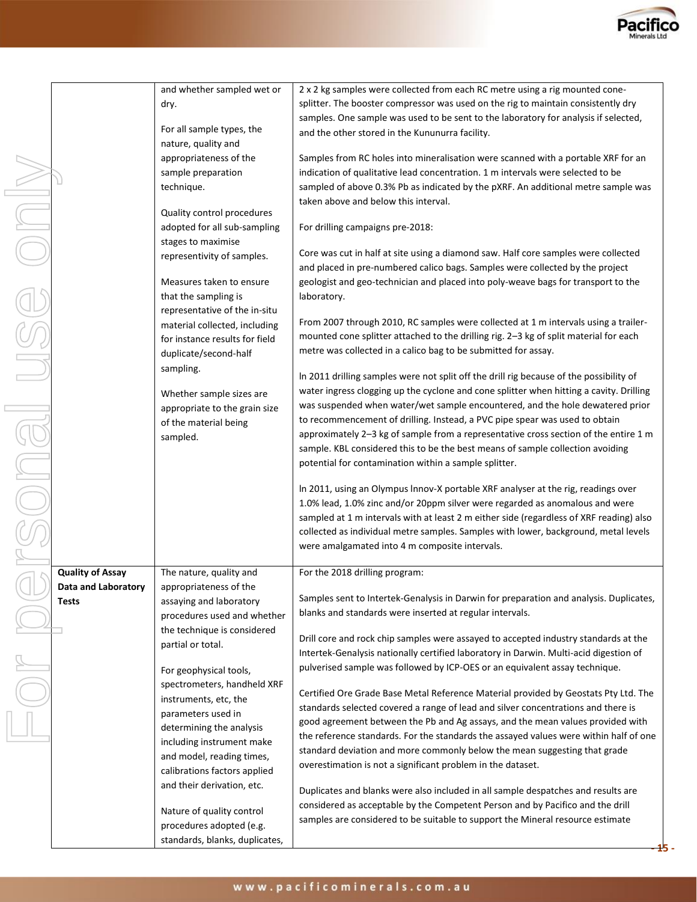| | | |
|---|---|---|
| | and whether sampled wet or dry.<br><br>For all sample types, the nature, quality and appropriateness of the sample preparation technique.<br><br>Quality control procedures adopted for all sub-sampling stages to maximise representivity of samples.<br><br>Measures taken to ensure that the sampling is representative of the in-situ material collected, including for instance results for field duplicate/second-half sampling.<br><br>Whether sample sizes are appropriate to the grain size of the material being sampled. | 2 x 2 kg samples were collected from each RC metre using a rig mounted cone-splitter. The booster compressor was used on the rig to maintain consistently dry samples. One sample was used to be sent to the laboratory for analysis if selected, and the other stored in the Kununurra facility.<br><br>Samples from RC holes into mineralisation were scanned with a portable XRF for an indication of qualitative lead concentration. 1 m intervals were selected to be sampled of above 0.3% Pb as indicated by the pXRF. An additional metre sample was taken above and below this interval.<br><br>For drilling campaigns pre-2018:<br><br>Core was cut in half at site using a diamond saw. Half core samples were collected and placed in pre-numbered calico bags. Samples were collected by the project geologist and geo-technician and placed into poly-weave bags for transport to the laboratory.<br><br>From 2007 through 2010, RC samples were collected at 1 m intervals using a trailer-mounted cone splitter attached to the drilling rig. 2–3 kg of split material for each metre was collected in a calico bag to be submitted for assay.<br><br>In 2011 drilling samples were not split off the drill rig because of the possibility of water ingress clogging up the cyclone and cone splitter when hitting a cavity. Drilling was suspended when water/wet sample encountered, and the hole dewatered prior to recommencement of drilling. Instead, a PVC pipe spear was used to obtain approximately 2–3 kg of sample from a representative cross section of the entire 1 m sample. KBL considered this to be the best means of sample collection avoiding potential for contamination within a sample splitter.<br><br>In 2011, using an Olympus Innov-X portable XRF analyser at the rig, readings over 1.0% lead, 1.0% zinc and/or 20ppm silver were regarded as anomalous and were sampled at 1 m intervals with at least 2 m either side (regardless of XRF reading) also collected as individual metre samples. Samples with lower, background, metal levels were amalgamated into 4 m composite intervals. |
| **Quality of Assay Data and Laboratory Tests** | The nature, quality and appropriateness of the assaying and laboratory procedures used and whether the technique is considered partial or total.<br><br>For geophysical tools, spectrometers, handheld XRF instruments, etc, the parameters used in determining the analysis including instrument make and model, reading times, calibrations factors applied and their derivation, etc.<br><br>Nature of quality control procedures adopted (e.g. standards, blanks, duplicates, | For the 2018 drilling program:<br><br>Samples sent to Intertek-Genalysis in Darwin for preparation and analysis. Duplicates, blanks and standards were inserted at regular intervals.<br><br>Drill core and rock chip samples were assayed to accepted industry standards at the Intertek-Genalysis nationally certified laboratory in Darwin. Multi-acid digestion of pulverised sample was followed by ICP-OES or an equivalent assay technique.<br><br>Certified Ore Grade Base Metal Reference Material provided by Geostats Pty Ltd. The standards selected covered a range of lead and silver concentrations and there is good agreement between the Pb and Ag assays, and the mean values provided with the reference standards. For the standards the assayed values were within half of one standard deviation and more commonly below the mean suggesting that grade overestimation is not a significant problem in the dataset.<br><br>Duplicates and blanks were also included in all sample despatches and results are considered as acceptable by the Competent Person and by Pacifico and the drill samples are considered to be suitable to support the Mineral resource estimate |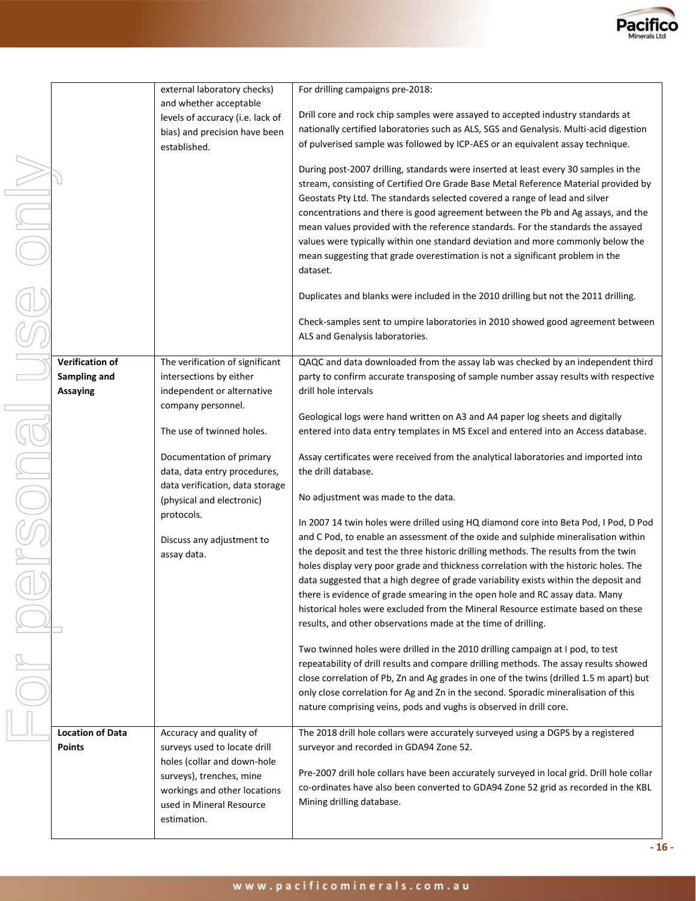| | | |
|---|---|---|
| | external laboratory checks) and whether acceptable levels of accuracy (i.e. lack of bias) and precision have been established. | For drilling campaigns pre-2018:<br><br>Drill core and rock chip samples were assayed to accepted industry standards at nationally certified laboratories such as ALS, SGS and Genalysis. Multi-acid digestion of pulverised sample was followed by ICP-AES or an equivalent assay technique.<br><br>During post-2007 drilling, standards were inserted at least every 30 samples in the stream, consisting of Certified Ore Grade Base Metal Reference Material provided by Geostats Pty Ltd. The standards selected covered a range of lead and silver concentrations and there is good agreement between the Pb and Ag assays, and the mean values provided with the reference standards. For the standards the assayed values were typically within one standard deviation and more commonly below the mean suggesting that grade overestimation is not a significant problem in the dataset.<br><br>Duplicates and blanks were included in the 2010 drilling but not the 2011 drilling.<br><br>Check-samples sent to umpire laboratories in 2010 showed good agreement between ALS and Genalysis laboratories. |
| **Verification of Sampling and Assaying** | The verification of significant intersections by either independent or alternative company personnel.<br><br>The use of twinned holes.<br><br>Documentation of primary data, data entry procedures, data verification, data storage (physical and electronic) protocols.<br><br>Discuss any adjustment to assay data. | QAQC and data downloaded from the assay lab was checked by an independent third party to confirm accurate transposing of sample number assay results with respective drill hole intervals<br><br>Geological logs were hand written on A3 and A4 paper log sheets and digitally entered into data entry templates in MS Excel and entered into an Access database.<br><br>Assay certificates were received from the analytical laboratories and imported into the drill database.<br><br>No adjustment was made to the data.<br><br>In 2007 14 twin holes were drilled using HQ diamond core into Beta Pod, I Pod, D Pod and C Pod, to enable an assessment of the oxide and sulphide mineralisation within the deposit and test the three historic drilling methods. The results from the twin holes display very poor grade and thickness correlation with the historic holes. The data suggested that a high degree of grade variability exists within the deposit and there is evidence of grade smearing in the open hole and RC assay data. Many historical holes were excluded from the Mineral Resource estimate based on these results, and other observations made at the time of drilling.<br><br>Two twinned holes were drilled in the 2010 drilling campaign at I pod, to test repeatability of drill results and compare drilling methods. The assay results showed close correlation of Pb, Zn and Ag grades in one of the twins (drilled 1.5 m apart) but only close correlation for Ag and Zn in the second. Sporadic mineralisation of this nature comprising veins, pods and vughs is observed in drill core. |
| **Location of Data Points** | Accuracy and quality of surveys used to locate drill holes (collar and down-hole surveys), trenches, mine workings and other locations used in Mineral Resource estimation. | The 2018 drill hole collars were accurately surveyed using a DGPS by a registered surveyor and recorded in GDA94 Zone 52.<br><br>Pre-2007 drill hole collars have been accurately surveyed in local grid. Drill hole collar co-ordinates have also been converted to GDA94 Zone 52 grid as recorded in the KBL Mining drilling database. |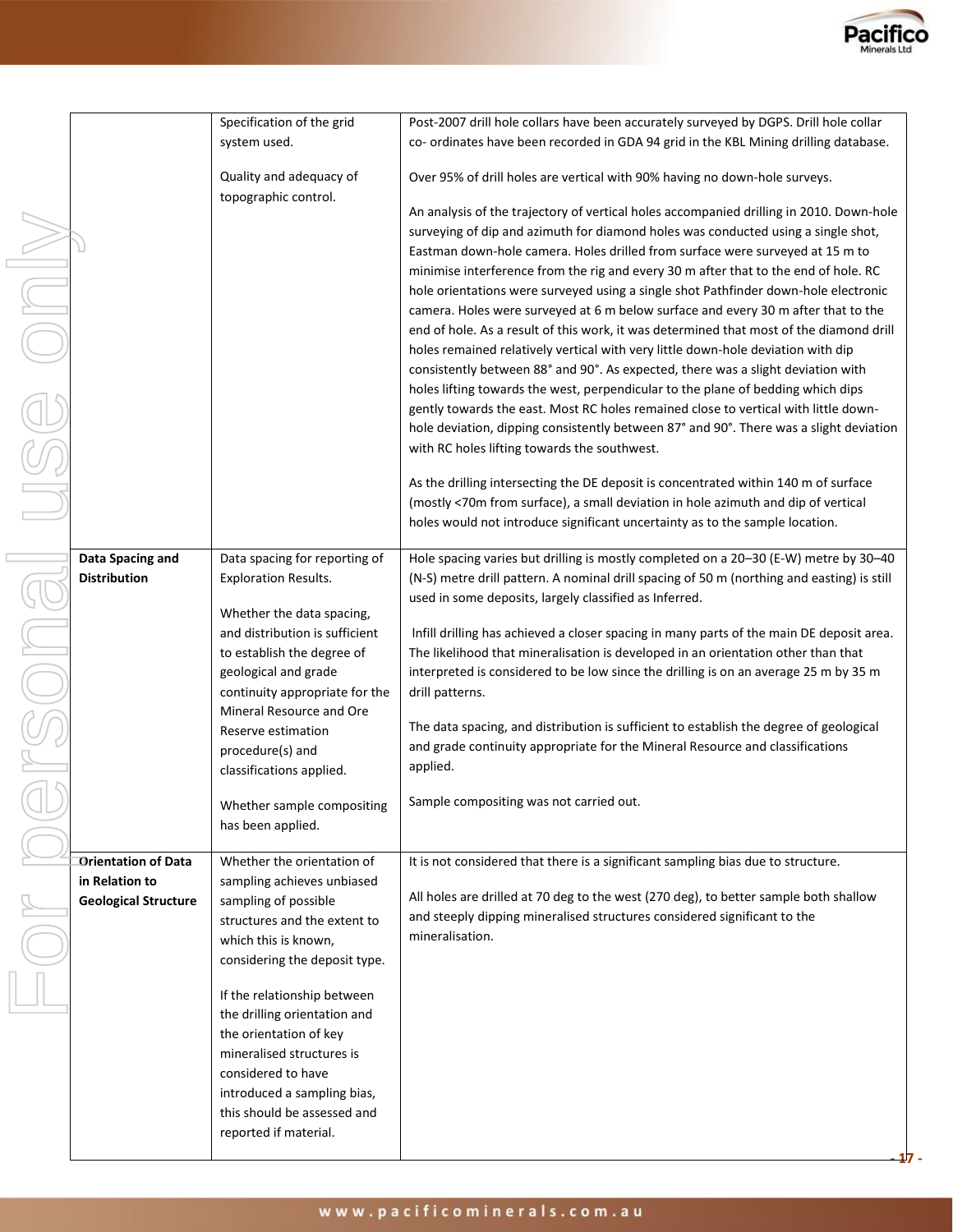| | | |
|---|---|---|
| | Specification of the grid system used.<br><br>Quality and adequacy of topographic control. | Post-2007 drill hole collars have been accurately surveyed by DGPS. Drill hole collar co- ordinates have been recorded in GDA 94 grid in the KBL Mining drilling database.<br><br>Over 95% of drill holes are vertical with 90% having no down-hole surveys.<br><br>An analysis of the trajectory of vertical holes accompanied drilling in 2010. Down-hole surveying of dip and azimuth for diamond holes was conducted using a single shot, Eastman down-hole camera. Holes drilled from surface were surveyed at 15 m to minimise interference from the rig and every 30 m after that to the end of hole. RC hole orientations were surveyed using a single shot Pathfinder down-hole electronic camera. Holes were surveyed at 6 m below surface and every 30 m after that to the end of hole. As a result of this work, it was determined that most of the diamond drill holes remained relatively vertical with very little down-hole deviation with dip consistently between 88° and 90°. As expected, there was a slight deviation with holes lifting towards the west, perpendicular to the plane of bedding which dips gently towards the east. Most RC holes remained close to vertical with little down-hole deviation, dipping consistently between 87° and 90°. There was a slight deviation with RC holes lifting towards the southwest.<br><br>As the drilling intersecting the DE deposit is concentrated within 140 m of surface (mostly <70m from surface), a small deviation in hole azimuth and dip of vertical holes would not introduce significant uncertainty as to the sample location. |
| **Data Spacing and Distribution** | Data spacing for reporting of Exploration Results.<br><br>Whether the data spacing, and distribution is sufficient to establish the degree of geological and grade continuity appropriate for the Mineral Resource and Ore Reserve estimation procedure(s) and classifications applied.<br><br>Whether sample compositing has been applied. | Hole spacing varies but drilling is mostly completed on a 20–30 (E-W) metre by 30–40 (N-S) metre drill pattern. A nominal drill spacing of 50 m (northing and easting) is still used in some deposits, largely classified as Inferred.<br><br>Infill drilling has achieved a closer spacing in many parts of the main DE deposit area. The likelihood that mineralisation is developed in an orientation other than that interpreted is considered to be low since the drilling is on an average 25 m by 35 m drill patterns.<br><br>The data spacing, and distribution is sufficient to establish the degree of geological and grade continuity appropriate for the Mineral Resource and classifications applied.<br><br>Sample compositing was not carried out. |
| **Orientation of Data in Relation to Geological Structure** | Whether the orientation of sampling achieves unbiased sampling of possible structures and the extent to which this is known, considering the deposit type.<br><br>If the relationship between the drilling orientation and the orientation of key mineralised structures is considered to have introduced a sampling bias, this should be assessed and reported if material. | It is not considered that there is a significant sampling bias due to structure.<br><br>All holes are drilled at 70 deg to the west (270 deg), to better sample both shallow and steeply dipping mineralised structures considered significant to the mineralisation. |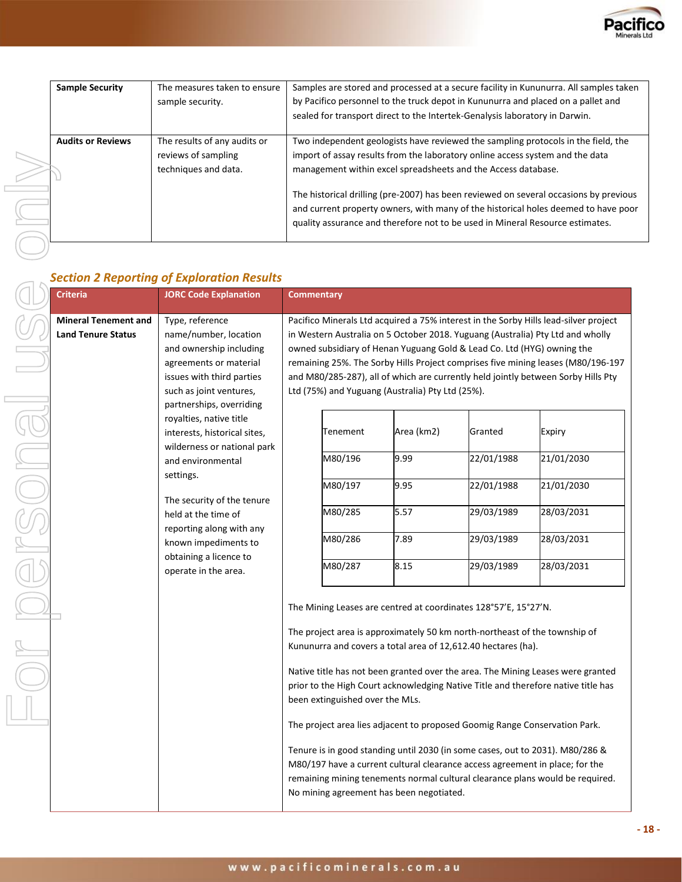| | | |
|---|---|---|
| **Sample Security** | The measures taken to ensure sample security. | Samples are stored and processed at a secure facility in Kununurra. All samples taken by Pacifico personnel to the truck depot in Kununurra and placed on a pallet and sealed for transport direct to the Intertek-Genalysis laboratory in Darwin. |
| **Audits or Reviews** | The results of any audits or reviews of sampling techniques and data. | Two independent geologists have reviewed the sampling protocols in the field, the import of assay results from the laboratory online access system and the data management within excel spreadsheets and the Access database.<br><br>The historical drilling (pre-2007) has been reviewed on several occasions by previous and current property owners, with many of the historical holes deemed to have poor quality assurance and therefore not to be used in Mineral Resource estimates. |

## *Section 2 Reporting of Exploration Results*

| Criteria | JORC Code Explanation | Commentary |
|---|---|---|
| **Mineral Tenement and Land Tenure Status** | Type, reference name/number, location and ownership including agreements or material issues with third parties such as joint ventures, partnerships, overriding royalties, native title interests, historical sites, wilderness or national park and environmental settings.<br><br>The security of the tenure held at the time of reporting along with any known impediments to obtaining a licence to operate in the area. | Pacifico Minerals Ltd acquired a 75% interest in the Sorby Hills lead-silver project in Western Australia on 5 October 2018. Yuguang (Australia) Pty Ltd and wholly owned subsidiary of Henan Yuguang Gold & Lead Co. Ltd (HYG) owning the remaining 25%. The Sorby Hills Project comprises five mining leases (M80/196-197 and M80/285-287), all of which are currently held jointly between Sorby Hills Pty Ltd (75%) and Yuguang (Australia) Pty Ltd (25%).<br><br>(see tenement table below)<br><br>The Mining Leases are centred at coordinates 128°57'E, 15°27'N.<br><br>The project area is approximately 50 km north-northeast of the township of Kununurra and covers a total area of 12,612.40 hectares (ha).<br><br>Native title has not been granted over the area. The Mining Leases were granted prior to the High Court acknowledging Native Title and therefore native title has been extinguished over the MLs.<br><br>The project area lies adjacent to proposed Goomig Range Conservation Park.<br><br>Tenure is in good standing until 2030 (in some cases, out to 2031). M80/286 & M80/197 have a current cultural clearance access agreement in place; for the remaining mining tenements normal cultural clearance plans would be required. No mining agreement has been negotiated. |

| Tenement | Area (km2) | Granted | Expiry |
|---|---|---|---|
| M80/196 | 9.99 | 22/01/1988 | 21/01/2030 |
| M80/197 | 9.95 | 22/01/1988 | 21/01/2030 |
| M80/285 | 5.57 | 29/03/1989 | 28/03/2031 |
| M80/286 | 7.89 | 29/03/1989 | 28/03/2031 |
| M80/287 | 8.15 | 29/03/1989 | 28/03/2031 |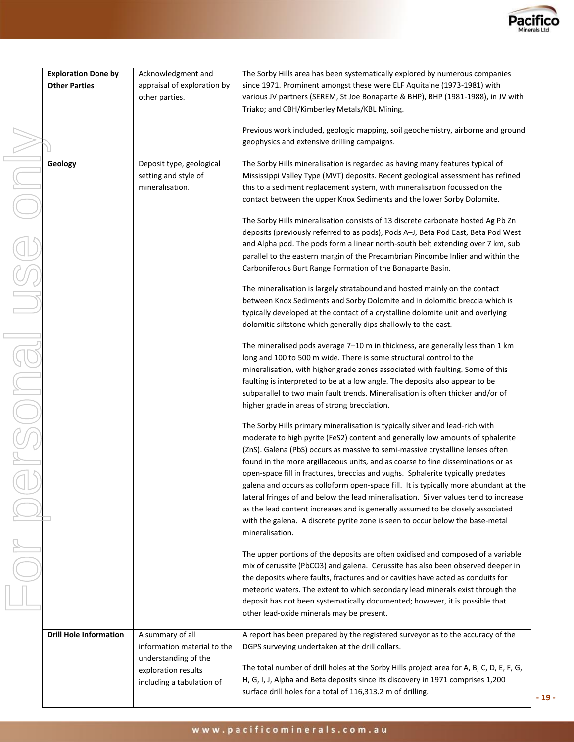| | | |
|---|---|---|
| **Exploration Done by Other Parties** | Acknowledgment and appraisal of exploration by other parties. | The Sorby Hills area has been systematically explored by numerous companies since 1971. Prominent amongst these were ELF Aquitaine (1973-1981) with various JV partners (SEREM, St Joe Bonaparte & BHP), BHP (1981-1988), in JV with Triako; and CBH/Kimberley Metals/KBL Mining.<br><br>Previous work included, geologic mapping, soil geochemistry, airborne and ground geophysics and extensive drilling campaigns. |
| **Geology** | Deposit type, geological setting and style of mineralisation. | The Sorby Hills mineralisation is regarded as having many features typical of Mississippi Valley Type (MVT) deposits. Recent geological assessment has refined this to a sediment replacement system, with mineralisation focussed on the contact between the upper Knox Sediments and the lower Sorby Dolomite.<br><br>The Sorby Hills mineralisation consists of 13 discrete carbonate hosted Ag Pb Zn deposits (previously referred to as pods), Pods A–J, Beta Pod East, Beta Pod West and Alpha pod. The pods form a linear north-south belt extending over 7 km, sub parallel to the eastern margin of the Precambrian Pincombe Inlier and within the Carboniferous Burt Range Formation of the Bonaparte Basin.<br><br>The mineralisation is largely stratabound and hosted mainly on the contact between Knox Sediments and Sorby Dolomite and in dolomitic breccia which is typically developed at the contact of a crystalline dolomite unit and overlying dolomitic siltstone which generally dips shallowly to the east.<br><br>The mineralised pods average 7–10 m in thickness, are generally less than 1 km long and 100 to 500 m wide. There is some structural control to the mineralisation, with higher grade zones associated with faulting. Some of this faulting is interpreted to be at a low angle. The deposits also appear to be subparallel to two main fault trends. Mineralisation is often thicker and/or of higher grade in areas of strong brecciation.<br><br>The Sorby Hills primary mineralisation is typically silver and lead-rich with moderate to high pyrite ($FeS_2$) content and generally low amounts of sphalerite (ZnS). Galena (PbS) occurs as massive to semi-massive crystalline lenses often found in the more argillaceous units, and as coarse to fine disseminations or as open-space fill in fractures, breccias and vughs. Sphalerite typically predates galena and occurs as colloform open-space fill. It is typically more abundant at the lateral fringes of and below the lead mineralisation. Silver values tend to increase as the lead content increases and is generally assumed to be closely associated with the galena. A discrete pyrite zone is seen to occur below the base-metal mineralisation.<br><br>The upper portions of the deposits are often oxidised and composed of a variable mix of cerussite ($PbCO_3$) and galena. Cerussite has also been observed deeper in the deposits where faults, fractures and or cavities have acted as conduits for meteoric waters. The extent to which secondary lead minerals exist through the deposit has not been systematically documented; however, it is possible that other lead-oxide minerals may be present. |
| **Drill Hole Information** | A summary of all information material to the understanding of the exploration results including a tabulation of | A report has been prepared by the registered surveyor as to the accuracy of the DGPS surveying undertaken at the drill collars.<br><br>The total number of drill holes at the Sorby Hills project area for A, B, C, D, E, F, G, H, G, I, J, Alpha and Beta deposits since its discovery in 1971 comprises 1,200 surface drill holes for a total of 116,313.2 m of drilling. |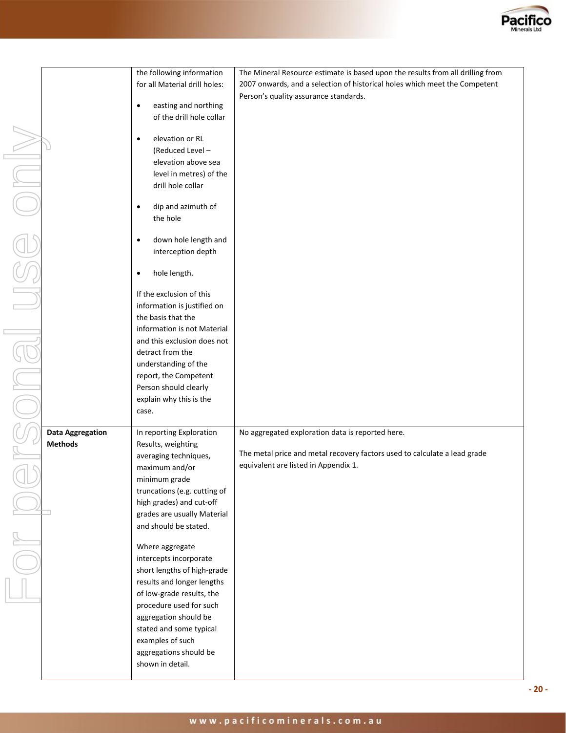| | | |
|---|---|---|
| | the following information for all Material drill holes:<br>• easting and northing of the drill hole collar<br>• elevation or RL (Reduced Level – elevation above sea level in metres) of the drill hole collar<br>• dip and azimuth of the hole<br>• down hole length and interception depth<br>• hole length.<br><br>If the exclusion of this information is justified on the basis that the information is not Material and this exclusion does not detract from the understanding of the report, the Competent Person should clearly explain why this is the case. | The Mineral Resource estimate is based upon the results from all drilling from 2007 onwards, and a selection of historical holes which meet the Competent Person's quality assurance standards. |
| **Data Aggregation Methods** | In reporting Exploration Results, weighting averaging techniques, maximum and/or minimum grade truncations (e.g. cutting of high grades) and cut-off grades are usually Material and should be stated.<br><br>Where aggregate intercepts incorporate short lengths of high-grade results and longer lengths of low-grade results, the procedure used for such aggregation should be stated and some typical examples of such aggregations should be shown in detail. | No aggregated exploration data is reported here.<br><br>The metal price and metal recovery factors used to calculate a lead grade equivalent are listed in Appendix 1. |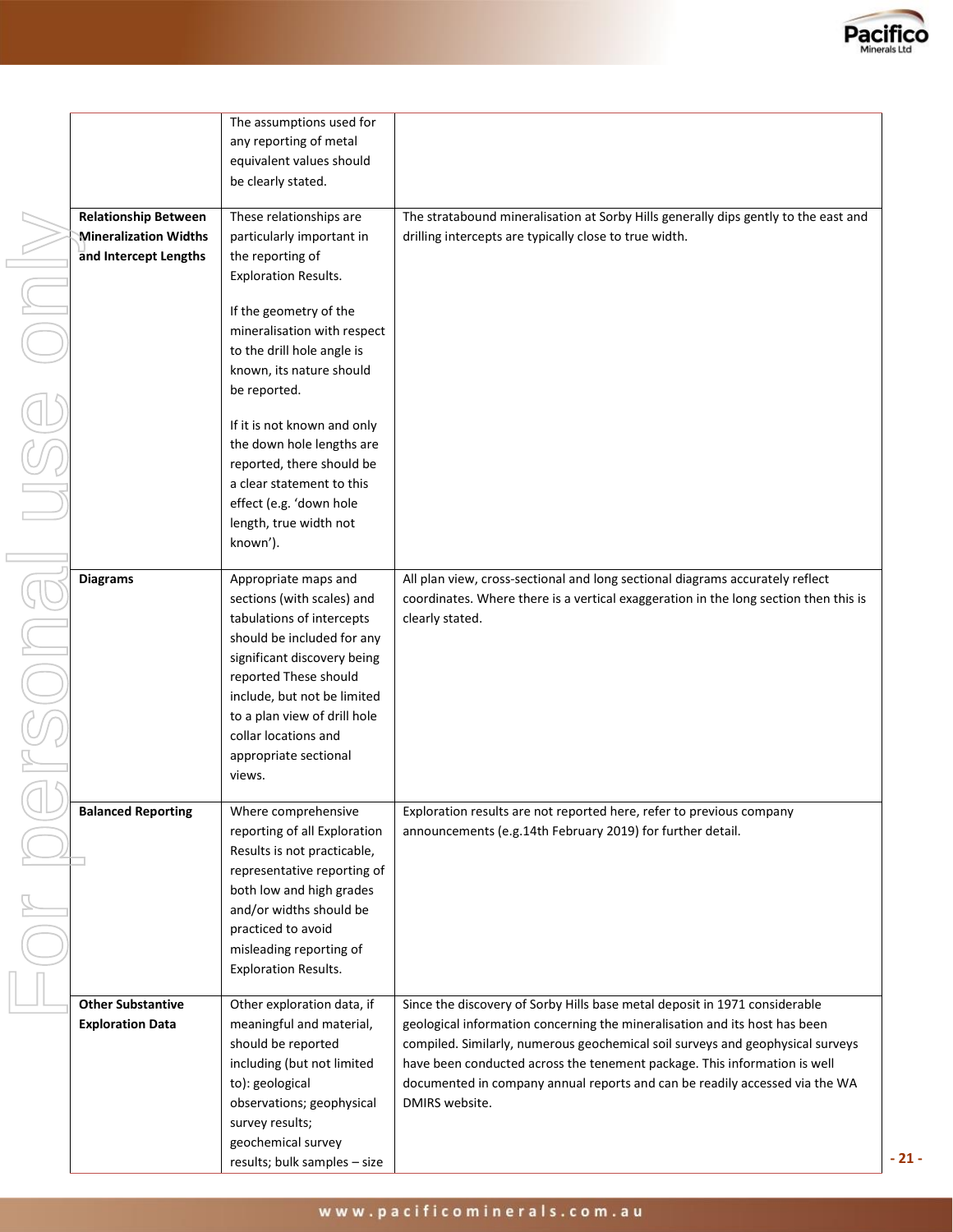|  |  |  |
|---|---|---|
|  | The assumptions used for any reporting of metal equivalent values should be clearly stated. |  |
| **Relationship Between Mineralization Widths and Intercept Lengths** | These relationships are particularly important in the reporting of Exploration Results.<br><br>If the geometry of the mineralisation with respect to the drill hole angle is known, its nature should be reported.<br><br>If it is not known and only the down hole lengths are reported, there should be a clear statement to this effect (e.g. 'down hole length, true width not known'). | The stratabound mineralisation at Sorby Hills generally dips gently to the east and drilling intercepts are typically close to true width. |
| **Diagrams** | Appropriate maps and sections (with scales) and tabulations of intercepts should be included for any significant discovery being reported These should include, but not be limited to a plan view of drill hole collar locations and appropriate sectional views. | All plan view, cross-sectional and long sectional diagrams accurately reflect coordinates. Where there is a vertical exaggeration in the long section then this is clearly stated. |
| **Balanced Reporting** | Where comprehensive reporting of all Exploration Results is not practicable, representative reporting of both low and high grades and/or widths should be practiced to avoid misleading reporting of Exploration Results. | Exploration results are not reported here, refer to previous company announcements (e.g.14th February 2019) for further detail. |
| **Other Substantive Exploration Data** | Other exploration data, if meaningful and material, should be reported including (but not limited to): geological observations; geophysical survey results; geochemical survey results; bulk samples – size | Since the discovery of Sorby Hills base metal deposit in 1971 considerable geological information concerning the mineralisation and its host has been compiled. Similarly, numerous geochemical soil surveys and geophysical surveys have been conducted across the tenement package. This information is well documented in company annual reports and can be readily accessed via the WA DMIRS website. |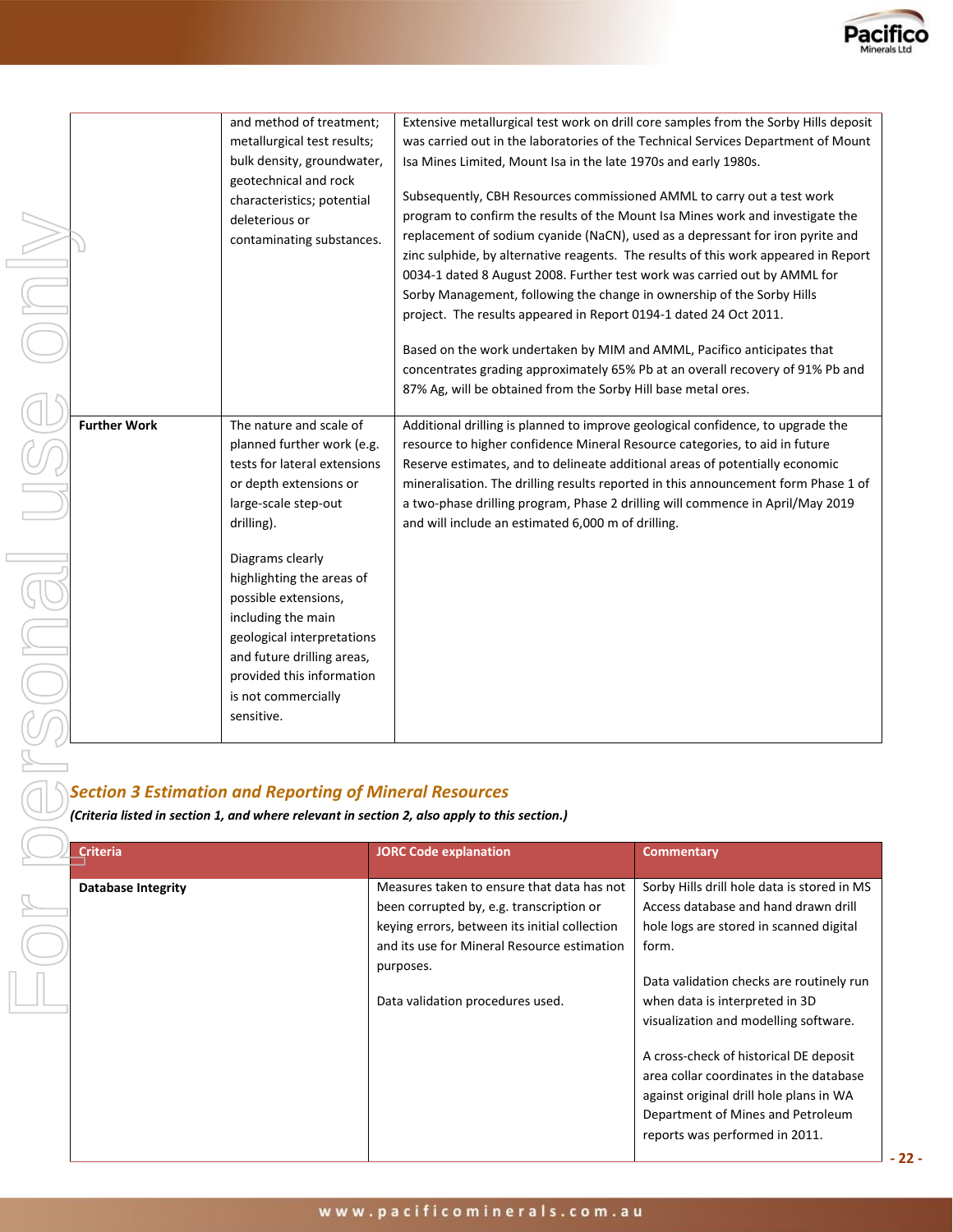|  | and method of treatment; metallurgical test results; bulk density, groundwater, geotechnical and rock characteristics; potential deleterious or contaminating substances. | Extensive metallurgical test work on drill core samples from the Sorby Hills deposit was carried out in the laboratories of the Technical Services Department of Mount Isa Mines Limited, Mount Isa in the late 1970s and early 1980s.<br><br>Subsequently, CBH Resources commissioned AMML to carry out a test work program to confirm the results of the Mount Isa Mines work and investigate the replacement of sodium cyanide (NaCN), used as a depressant for iron pyrite and zinc sulphide, by alternative reagents. The results of this work appeared in Report 0034-1 dated 8 August 2008. Further test work was carried out by AMML for Sorby Management, following the change in ownership of the Sorby Hills project. The results appeared in Report 0194-1 dated 24 Oct 2011.<br><br>Based on the work undertaken by MIM and AMML, Pacifico anticipates that concentrates grading approximately 65% Pb at an overall recovery of 91% Pb and 87% Ag, will be obtained from the Sorby Hill base metal ores. |
|---|---|---|
| **Further Work** | The nature and scale of planned further work (e.g. tests for lateral extensions or depth extensions or large-scale step-out drilling).<br><br>Diagrams clearly highlighting the areas of possible extensions, including the main geological interpretations and future drilling areas, provided this information is not commercially sensitive. | Additional drilling is planned to improve geological confidence, to upgrade the resource to higher confidence Mineral Resource categories, to aid in future Reserve estimates, and to delineate additional areas of potentially economic mineralisation. The drilling results reported in this announcement form Phase 1 of a two-phase drilling program, Phase 2 drilling will commence in April/May 2019 and will include an estimated 6,000 m of drilling. |

## *Section 3 Estimation and Reporting of Mineral Resources*

***(Criteria listed in section 1, and where relevant in section 2, also apply to this section.)***

| Criteria | JORC Code explanation | Commentary |
|---|---|---|
| **Database Integrity** | Measures taken to ensure that data has not been corrupted by, e.g. transcription or keying errors, between its initial collection and its use for Mineral Resource estimation purposes.<br><br>Data validation procedures used. | Sorby Hills drill hole data is stored in MS Access database and hand drawn drill hole logs are stored in scanned digital form.<br><br>Data validation checks are routinely run when data is interpreted in 3D visualization and modelling software.<br><br>A cross-check of historical DE deposit area collar coordinates in the database against original drill hole plans in WA Department of Mines and Petroleum reports was performed in 2011. |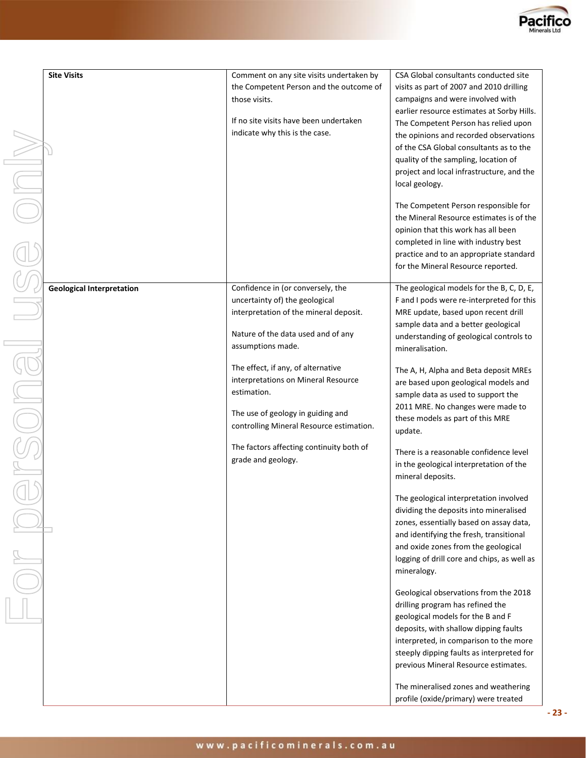| | | |
|---|---|---|
| **Site Visits** | Comment on any site visits undertaken by the Competent Person and the outcome of those visits.<br><br>If no site visits have been undertaken indicate why this is the case. | CSA Global consultants conducted site visits as part of 2007 and 2010 drilling campaigns and were involved with earlier resource estimates at Sorby Hills. The Competent Person has relied upon the opinions and recorded observations of the CSA Global consultants as to the quality of the sampling, location of project and local infrastructure, and the local geology.<br><br>The Competent Person responsible for the Mineral Resource estimates is of the opinion that this work has all been completed in line with industry best practice and to an appropriate standard for the Mineral Resource reported. |
| **Geological Interpretation** | Confidence in (or conversely, the uncertainty of) the geological interpretation of the mineral deposit.<br><br>Nature of the data used and of any assumptions made.<br><br>The effect, if any, of alternative interpretations on Mineral Resource estimation.<br><br>The use of geology in guiding and controlling Mineral Resource estimation.<br><br>The factors affecting continuity both of grade and geology. | The geological models for the B, C, D, E, F and I pods were re-interpreted for this MRE update, based upon recent drill sample data and a better geological understanding of geological controls to mineralisation.<br><br>The A, H, Alpha and Beta deposit MREs are based upon geological models and sample data as used to support the 2011 MRE. No changes were made to these models as part of this MRE update.<br><br>There is a reasonable confidence level in the geological interpretation of the mineral deposits.<br><br>The geological interpretation involved dividing the deposits into mineralised zones, essentially based on assay data, and identifying the fresh, transitional and oxide zones from the geological logging of drill core and chips, as well as mineralogy.<br><br>Geological observations from the 2018 drilling program has refined the geological models for the B and F deposits, with shallow dipping faults interpreted, in comparison to the more steeply dipping faults as interpreted for previous Mineral Resource estimates.<br><br>The mineralised zones and weathering profile (oxide/primary) were treated |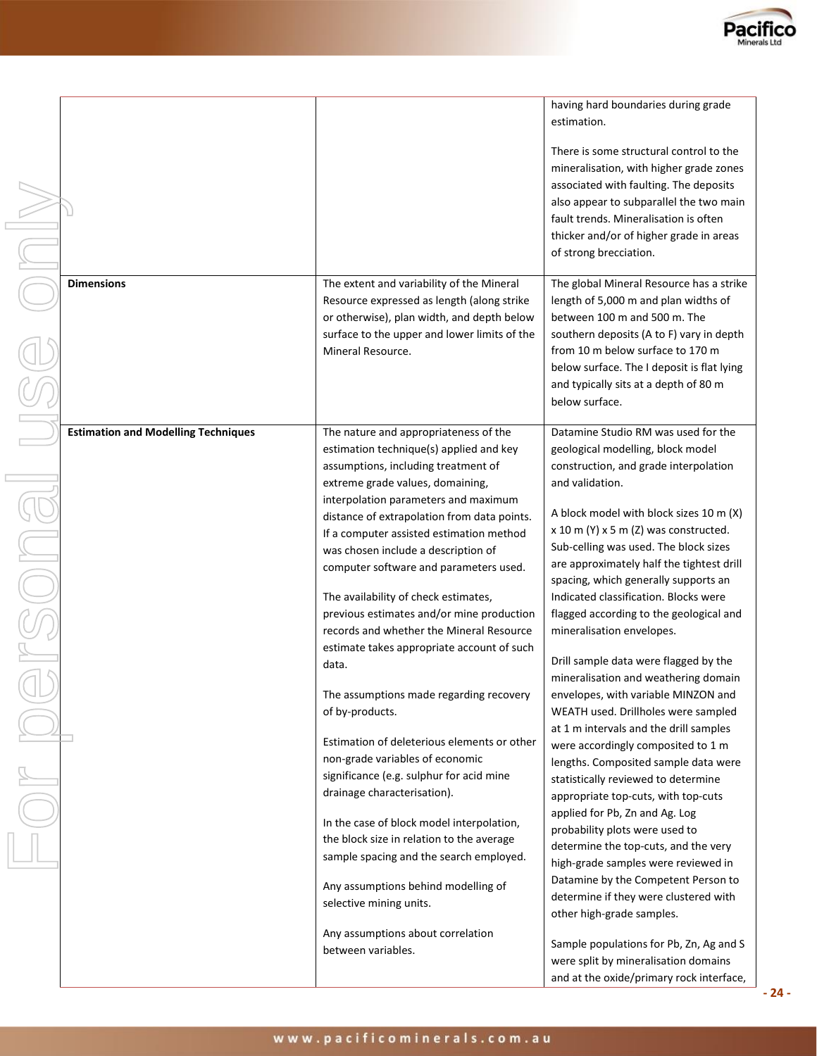| | | |
|---|---|---|
| | | having hard boundaries during grade estimation.<br><br>There is some structural control to the mineralisation, with higher grade zones associated with faulting. The deposits also appear to subparallel the two main fault trends. Mineralisation is often thicker and/or of higher grade in areas of strong brecciation. |
| **Dimensions** | The extent and variability of the Mineral Resource expressed as length (along strike or otherwise), plan width, and depth below surface to the upper and lower limits of the Mineral Resource. | The global Mineral Resource has a strike length of 5,000 m and plan widths of between 100 m and 500 m. The southern deposits (A to F) vary in depth from 10 m below surface to 170 m below surface. The I deposit is flat lying and typically sits at a depth of 80 m below surface. |
| **Estimation and Modelling Techniques** | The nature and appropriateness of the estimation technique(s) applied and key assumptions, including treatment of extreme grade values, domaining, interpolation parameters and maximum distance of extrapolation from data points. If a computer assisted estimation method was chosen include a description of computer software and parameters used.<br><br>The availability of check estimates, previous estimates and/or mine production records and whether the Mineral Resource estimate takes appropriate account of such data.<br><br>The assumptions made regarding recovery of by-products.<br><br>Estimation of deleterious elements or other non-grade variables of economic significance (e.g. sulphur for acid mine drainage characterisation).<br><br>In the case of block model interpolation, the block size in relation to the average sample spacing and the search employed.<br><br>Any assumptions behind modelling of selective mining units.<br><br>Any assumptions about correlation between variables. | Datamine Studio RM was used for the geological modelling, block model construction, and grade interpolation and validation.<br><br>A block model with block sizes 10 m (X) x 10 m (Y) x 5 m (Z) was constructed. Sub-celling was used. The block sizes are approximately half the tightest drill spacing, which generally supports an Indicated classification. Blocks were flagged according to the geological and mineralisation envelopes.<br><br>Drill sample data were flagged by the mineralisation and weathering domain envelopes, with variable MINZON and WEATH used. Drillholes were sampled at 1 m intervals and the drill samples were accordingly composited to 1 m lengths. Composited sample data were statistically reviewed to determine appropriate top-cuts, with top-cuts applied for Pb, Zn and Ag. Log probability plots were used to determine the top-cuts, and the very high-grade samples were reviewed in Datamine by the Competent Person to determine if they were clustered with other high-grade samples.<br><br>Sample populations for Pb, Zn, Ag and S were split by mineralisation domains and at the oxide/primary rock interface, |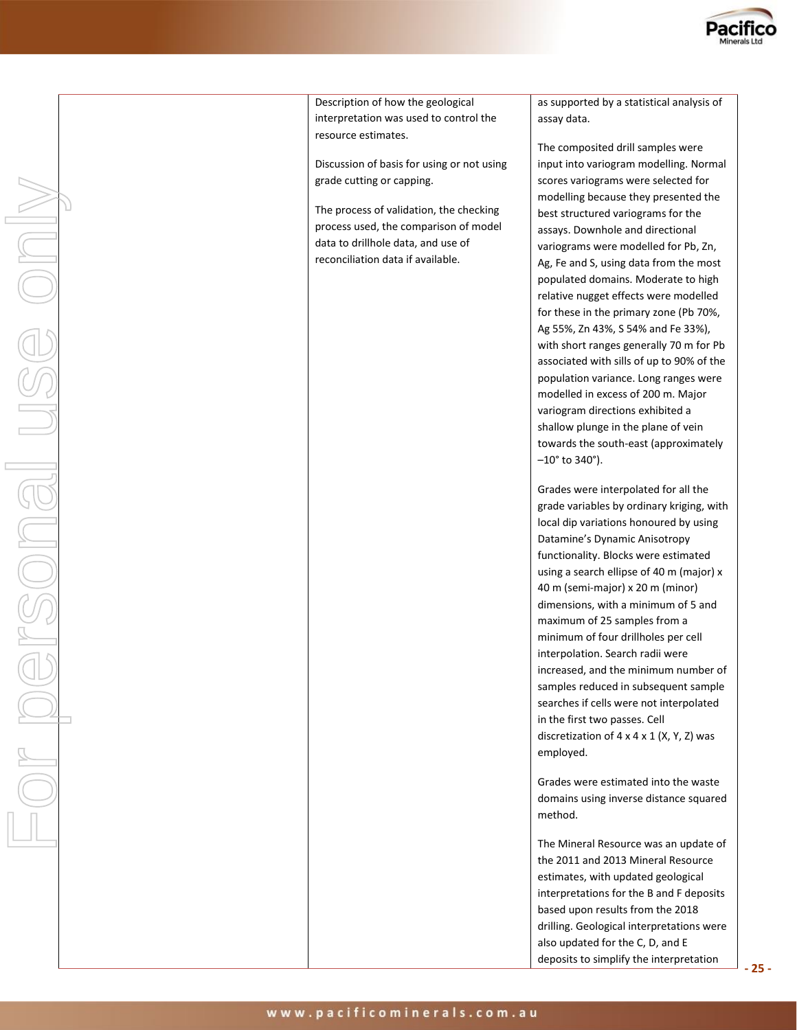| | | |
|---|---|---|
| | Description of how the geological interpretation was used to control the resource estimates.<br><br>Discussion of basis for using or not using grade cutting or capping.<br><br>The process of validation, the checking process used, the comparison of model data to drillhole data, and use of reconciliation data if available. | as supported by a statistical analysis of assay data.<br><br>The composited drill samples were input into variogram modelling. Normal scores variograms were selected for modelling because they presented the best structured variograms for the assays. Downhole and directional variograms were modelled for Pb, Zn, Ag, Fe and S, using data from the most populated domains. Moderate to high relative nugget effects were modelled for these in the primary zone (Pb 70%, Ag 55%, Zn 43%, S 54% and Fe 33%), with short ranges generally 70 m for Pb associated with sills of up to 90% of the population variance. Long ranges were modelled in excess of 200 m. Major variogram directions exhibited a shallow plunge in the plane of vein towards the south-east (approximately –10° to 340°).<br><br>Grades were interpolated for all the grade variables by ordinary kriging, with local dip variations honoured by using Datamine's Dynamic Anisotropy functionality. Blocks were estimated using a search ellipse of 40 m (major) x 40 m (semi-major) x 20 m (minor) dimensions, with a minimum of 5 and maximum of 25 samples from a minimum of four drillholes per cell interpolation. Search radii were increased, and the minimum number of samples reduced in subsequent sample searches if cells were not interpolated in the first two passes. Cell discretization of 4 x 4 x 1 (X, Y, Z) was employed.<br><br>Grades were estimated into the waste domains using inverse distance squared method.<br><br>The Mineral Resource was an update of the 2011 and 2013 Mineral Resource estimates, with updated geological interpretations for the B and F deposits based upon results from the 2018 drilling. Geological interpretations were also updated for the C, D, and E deposits to simplify the interpretation |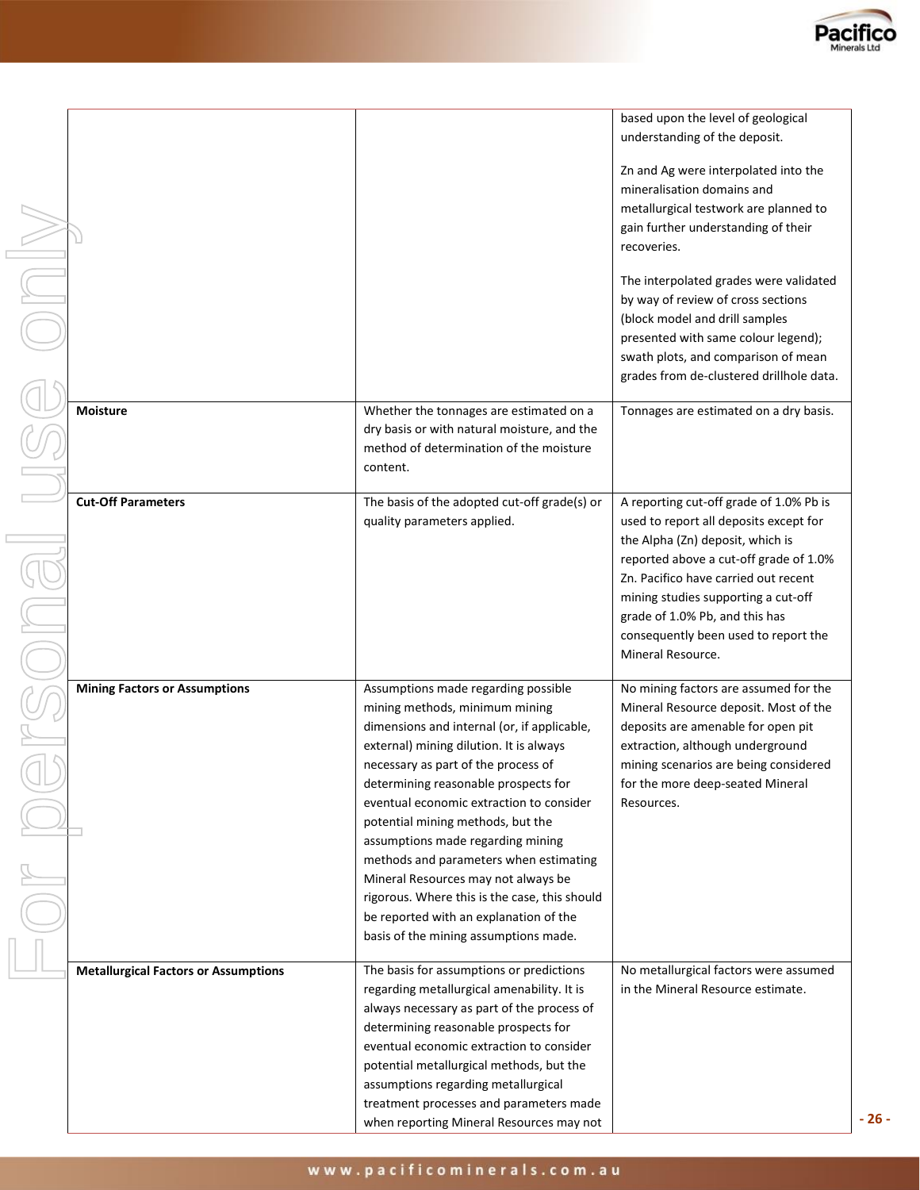| | | |
|---|---|---|
| | | based upon the level of geological understanding of the deposit.<br><br>Zn and Ag were interpolated into the mineralisation domains and metallurgical testwork are planned to gain further understanding of their recoveries.<br><br>The interpolated grades were validated by way of review of cross sections (block model and drill samples presented with same colour legend); swath plots, and comparison of mean grades from de-clustered drillhole data. |
| **Moisture** | Whether the tonnages are estimated on a dry basis or with natural moisture, and the method of determination of the moisture content. | Tonnages are estimated on a dry basis. |
| **Cut-Off Parameters** | The basis of the adopted cut-off grade(s) or quality parameters applied. | A reporting cut-off grade of 1.0% Pb is used to report all deposits except for the Alpha (Zn) deposit, which is reported above a cut-off grade of 1.0% Zn. Pacifico have carried out recent mining studies supporting a cut-off grade of 1.0% Pb, and this has consequently been used to report the Mineral Resource. |
| **Mining Factors or Assumptions** | Assumptions made regarding possible mining methods, minimum mining dimensions and internal (or, if applicable, external) mining dilution. It is always necessary as part of the process of determining reasonable prospects for eventual economic extraction to consider potential mining methods, but the assumptions made regarding mining methods and parameters when estimating Mineral Resources may not always be rigorous. Where this is the case, this should be reported with an explanation of the basis of the mining assumptions made. | No mining factors are assumed for the Mineral Resource deposit. Most of the deposits are amenable for open pit extraction, although underground mining scenarios are being considered for the more deep-seated Mineral Resources. |
| **Metallurgical Factors or Assumptions** | The basis for assumptions or predictions regarding metallurgical amenability. It is always necessary as part of the process of determining reasonable prospects for eventual economic extraction to consider potential metallurgical methods, but the assumptions regarding metallurgical treatment processes and parameters made when reporting Mineral Resources may not | No metallurgical factors were assumed in the Mineral Resource estimate. |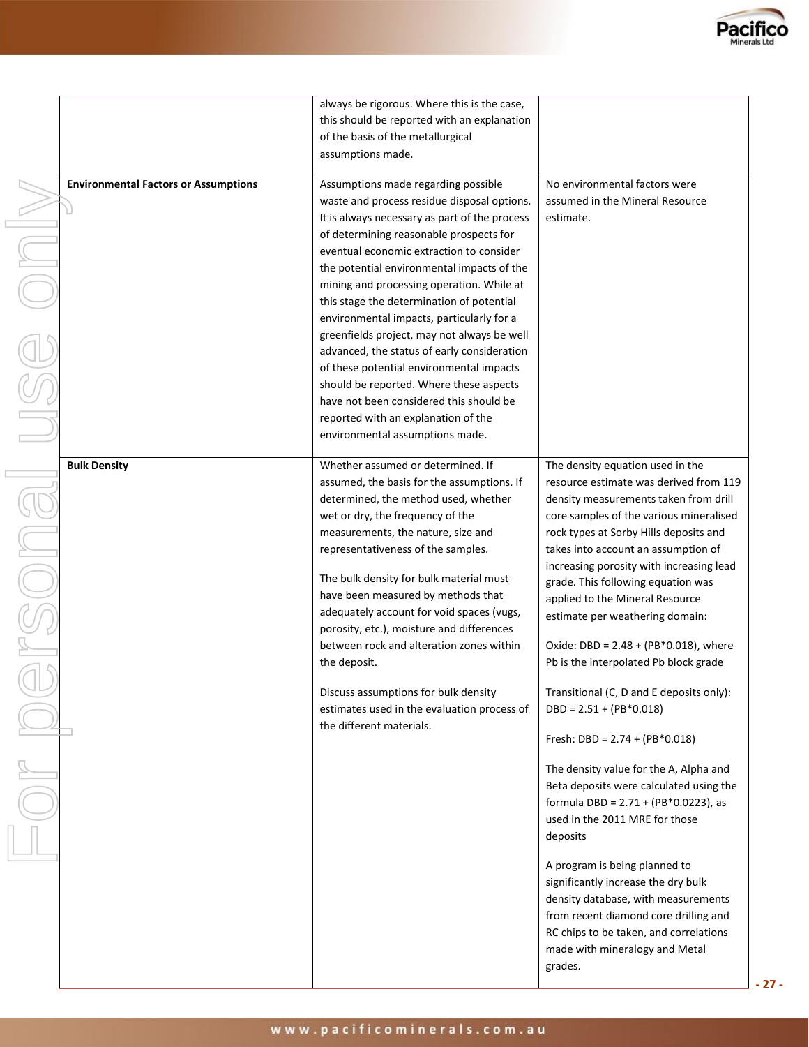| | | |
|---|---|---|
| | always be rigorous. Where this is the case, this should be reported with an explanation of the basis of the metallurgical assumptions made. | |
| **Environmental Factors or Assumptions** | Assumptions made regarding possible waste and process residue disposal options. It is always necessary as part of the process of determining reasonable prospects for eventual economic extraction to consider the potential environmental impacts of the mining and processing operation. While at this stage the determination of potential environmental impacts, particularly for a greenfields project, may not always be well advanced, the status of early consideration of these potential environmental impacts should be reported. Where these aspects have not been considered this should be reported with an explanation of the environmental assumptions made. | No environmental factors were assumed in the Mineral Resource estimate. |
| **Bulk Density** | Whether assumed or determined. If assumed, the basis for the assumptions. If determined, the method used, whether wet or dry, the frequency of the measurements, the nature, size and representativeness of the samples.<br><br>The bulk density for bulk material must have been measured by methods that adequately account for void spaces (vugs, porosity, etc.), moisture and differences between rock and alteration zones within the deposit.<br><br>Discuss assumptions for bulk density estimates used in the evaluation process of the different materials. | The density equation used in the resource estimate was derived from 119 density measurements taken from drill core samples of the various mineralised rock types at Sorby Hills deposits and takes into account an assumption of increasing porosity with increasing lead grade. This following equation was applied to the Mineral Resource estimate per weathering domain:<br><br>Oxide: DBD = 2.48 + (PB*0.018), where Pb is the interpolated Pb block grade<br><br>Transitional (C, D and E deposits only): DBD = 2.51 + (PB*0.018)<br><br>Fresh: DBD = 2.74 + (PB*0.018)<br><br>The density value for the A, Alpha and Beta deposits were calculated using the formula DBD = 2.71 + (PB*0.0223), as used in the 2011 MRE for those deposits<br><br>A program is being planned to significantly increase the dry bulk density database, with measurements from recent diamond core drilling and RC chips to be taken, and correlations made with mineralogy and Metal grades. |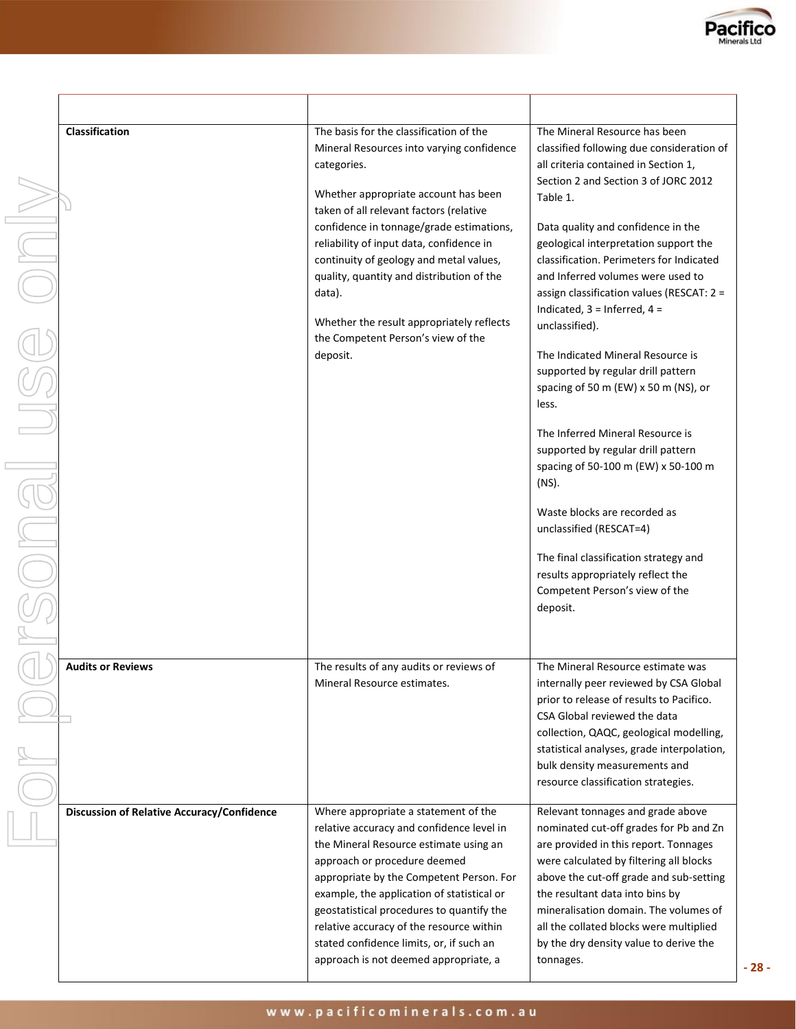| | | |
|---|---|---|
| **Classification** | The basis for the classification of the Mineral Resources into varying confidence categories.<br><br>Whether appropriate account has been taken of all relevant factors (relative confidence in tonnage/grade estimations, reliability of input data, confidence in continuity of geology and metal values, quality, quantity and distribution of the data).<br><br>Whether the result appropriately reflects the Competent Person's view of the deposit. | The Mineral Resource has been classified following due consideration of all criteria contained in Section 1, Section 2 and Section 3 of JORC 2012 Table 1.<br><br>Data quality and confidence in the geological interpretation support the classification. Perimeters for Indicated and Inferred volumes were used to assign classification values (RESCAT: 2 = Indicated, 3 = Inferred, 4 = unclassified).<br><br>The Indicated Mineral Resource is supported by regular drill pattern spacing of 50 m (EW) x 50 m (NS), or less.<br><br>The Inferred Mineral Resource is supported by regular drill pattern spacing of 50-100 m (EW) x 50-100 m (NS).<br><br>Waste blocks are recorded as unclassified (RESCAT=4)<br><br>The final classification strategy and results appropriately reflect the Competent Person's view of the deposit. |
| **Audits or Reviews** | The results of any audits or reviews of Mineral Resource estimates. | The Mineral Resource estimate was internally peer reviewed by CSA Global prior to release of results to Pacifico. CSA Global reviewed the data collection, QAQC, geological modelling, statistical analyses, grade interpolation, bulk density measurements and resource classification strategies. |
| **Discussion of Relative Accuracy/Confidence** | Where appropriate a statement of the relative accuracy and confidence level in the Mineral Resource estimate using an approach or procedure deemed appropriate by the Competent Person. For example, the application of statistical or geostatistical procedures to quantify the relative accuracy of the resource within stated confidence limits, or, if such an approach is not deemed appropriate, a | Relevant tonnages and grade above nominated cut-off grades for Pb and Zn are provided in this report. Tonnages were calculated by filtering all blocks above the cut-off grade and sub-setting the resultant data into bins by mineralisation domain. The volumes of all the collated blocks were multiplied by the dry density value to derive the tonnages. |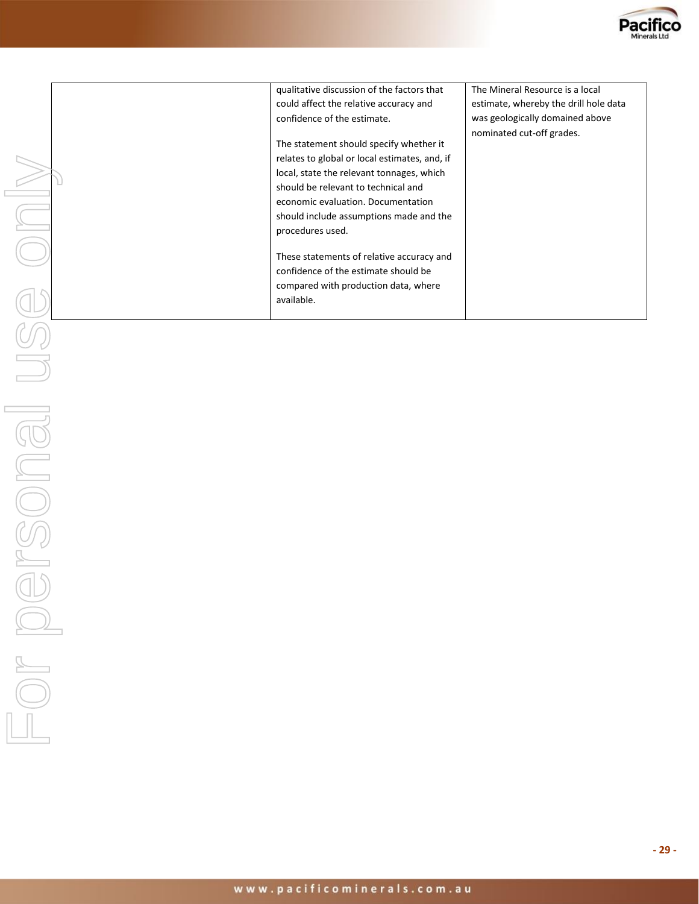| | | |
|---|---|---|
| | qualitative discussion of the factors that could affect the relative accuracy and confidence of the estimate.<br><br>The statement should specify whether it relates to global or local estimates, and, if local, state the relevant tonnages, which should be relevant to technical and economic evaluation. Documentation should include assumptions made and the procedures used.<br><br>These statements of relative accuracy and confidence of the estimate should be compared with production data, where available. | The Mineral Resource is a local estimate, whereby the drill hole data was geologically domained above nominated cut-off grades. |